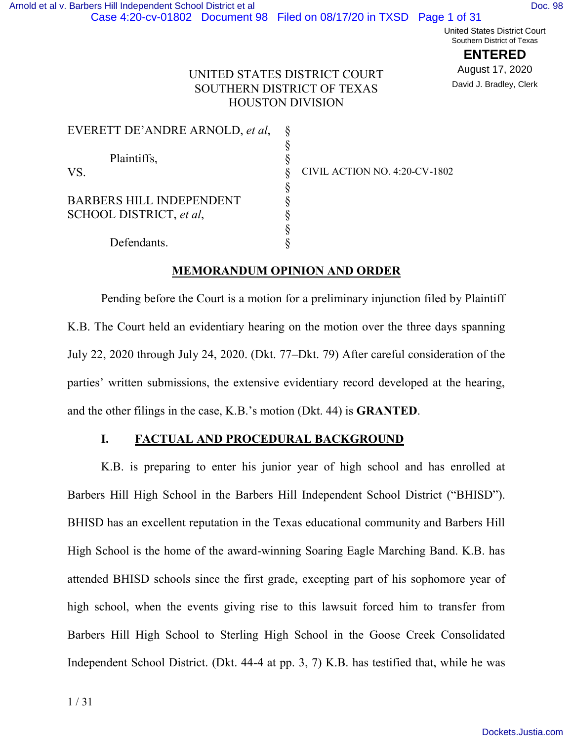UNITED STATES DISTRICT COURT
SOUTHERN DISTRICT OF TEXAS
HOUSTON DIVISION

| | | |
|---|---|---|
| EVERETT DE'ANDRE ARNOLD, *et al*, | § | |
| | § | |
| Plaintiffs, | § | |
| VS. | § | CIVIL ACTION NO. 4:20-CV-1802 |
| | § | |
| BARBERS HILL INDEPENDENT SCHOOL DISTRICT, *et al*, | § | |
| | § | |
| Defendants. | § | |

## MEMORANDUM OPINION AND ORDER

Pending before the Court is a motion for a preliminary injunction filed by Plaintiff K.B. The Court held an evidentiary hearing on the motion over the three days spanning July 22, 2020 through July 24, 2020. (Dkt. 77–Dkt. 79) After careful consideration of the parties' written submissions, the extensive evidentiary record developed at the hearing, and the other filings in the case, K.B.'s motion (Dkt. 44) is **GRANTED**.

### I. FACTUAL AND PROCEDURAL BACKGROUND

K.B. is preparing to enter his junior year of high school and has enrolled at Barbers Hill High School in the Barbers Hill Independent School District ("BHISD"). BHISD has an excellent reputation in the Texas educational community and Barbers Hill High School is the home of the award-winning Soaring Eagle Marching Band. K.B. has attended BHISD schools since the first grade, excepting part of his sophomore year of high school, when the events giving rise to this lawsuit forced him to transfer from Barbers Hill High School to Sterling High School in the Goose Creek Consolidated Independent School District. (Dkt. 44-4 at pp. 3, 7) K.B. has testified that, while he was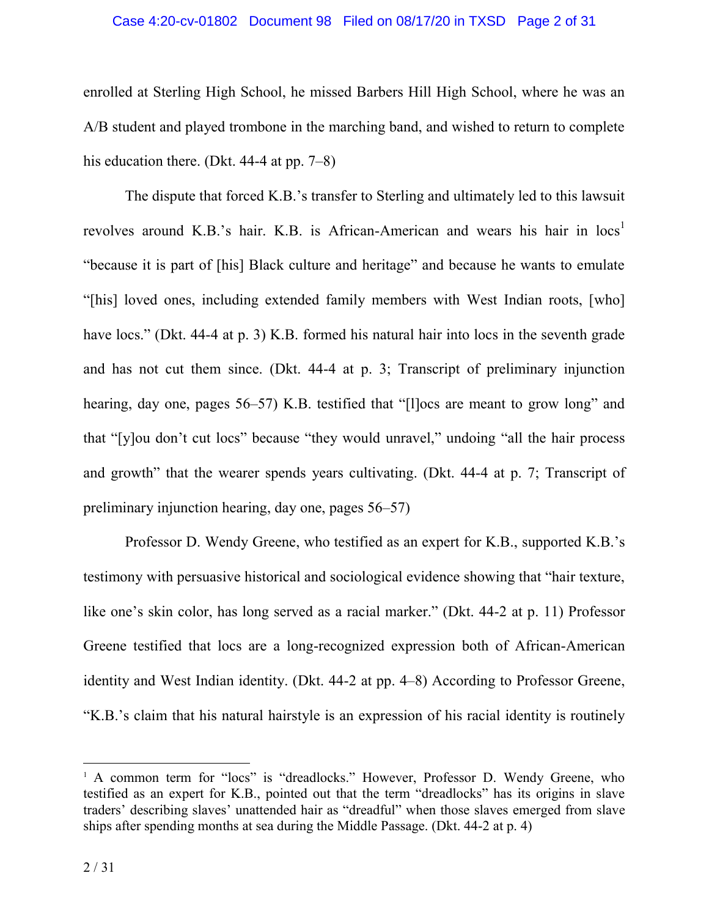enrolled at Sterling High School, he missed Barbers Hill High School, where he was an A/B student and played trombone in the marching band, and wished to return to complete his education there. (Dkt. 44-4 at pp. 7–8)

The dispute that forced K.B.'s transfer to Sterling and ultimately led to this lawsuit revolves around K.B.'s hair. K.B. is African-American and wears his hair in locs[1] "because it is part of [his] Black culture and heritage" and because he wants to emulate "[his] loved ones, including extended family members with West Indian roots, [who] have locs." (Dkt. 44-4 at p. 3) K.B. formed his natural hair into locs in the seventh grade and has not cut them since. (Dkt. 44-4 at p. 3; Transcript of preliminary injunction hearing, day one, pages 56–57) K.B. testified that "[l]ocs are meant to grow long" and that "[y]ou don't cut locs" because "they would unravel," undoing "all the hair process and growth" that the wearer spends years cultivating. (Dkt. 44-4 at p. 7; Transcript of preliminary injunction hearing, day one, pages 56–57)

Professor D. Wendy Greene, who testified as an expert for K.B., supported K.B.'s testimony with persuasive historical and sociological evidence showing that "hair texture, like one's skin color, has long served as a racial marker." (Dkt. 44-2 at p. 11) Professor Greene testified that locs are a long-recognized expression both of African-American identity and West Indian identity. (Dkt. 44-2 at pp. 4–8) According to Professor Greene, "K.B.'s claim that his natural hairstyle is an expression of his racial identity is routinely

[1] A common term for "locs" is "dreadlocks." However, Professor D. Wendy Greene, who testified as an expert for K.B., pointed out that the term "dreadlocks" has its origins in slave traders' describing slaves' unattended hair as "dreadful" when those slaves emerged from slave ships after spending months at sea during the Middle Passage. (Dkt. 44-2 at p. 4)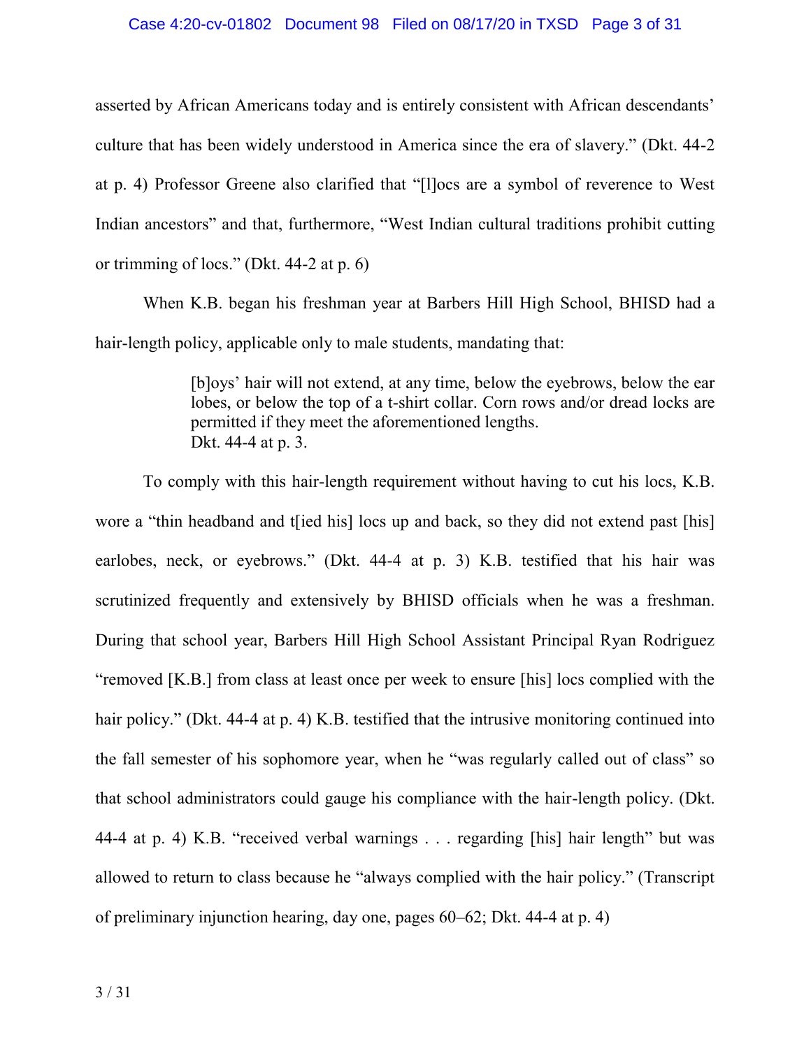asserted by African Americans today and is entirely consistent with African descendants' culture that has been widely understood in America since the era of slavery." (Dkt. 44-2 at p. 4) Professor Greene also clarified that "[l]ocs are a symbol of reverence to West Indian ancestors" and that, furthermore, "West Indian cultural traditions prohibit cutting or trimming of locs." (Dkt. 44-2 at p. 6)

When K.B. began his freshman year at Barbers Hill High School, BHISD had a hair-length policy, applicable only to male students, mandating that:

> [b]oys' hair will not extend, at any time, below the eyebrows, below the ear lobes, or below the top of a t-shirt collar. Corn rows and/or dread locks are permitted if they meet the aforementioned lengths.
> Dkt. 44-4 at p. 3.

To comply with this hair-length requirement without having to cut his locs, K.B. wore a "thin headband and t[ied his] locs up and back, so they did not extend past [his] earlobes, neck, or eyebrows." (Dkt. 44-4 at p. 3) K.B. testified that his hair was scrutinized frequently and extensively by BHISD officials when he was a freshman. During that school year, Barbers Hill High School Assistant Principal Ryan Rodriguez "removed [K.B.] from class at least once per week to ensure [his] locs complied with the hair policy." (Dkt. 44-4 at p. 4) K.B. testified that the intrusive monitoring continued into the fall semester of his sophomore year, when he "was regularly called out of class" so that school administrators could gauge his compliance with the hair-length policy. (Dkt. 44-4 at p. 4) K.B. "received verbal warnings . . . regarding [his] hair length" but was allowed to return to class because he "always complied with the hair policy." (Transcript of preliminary injunction hearing, day one, pages 60–62; Dkt. 44-4 at p. 4)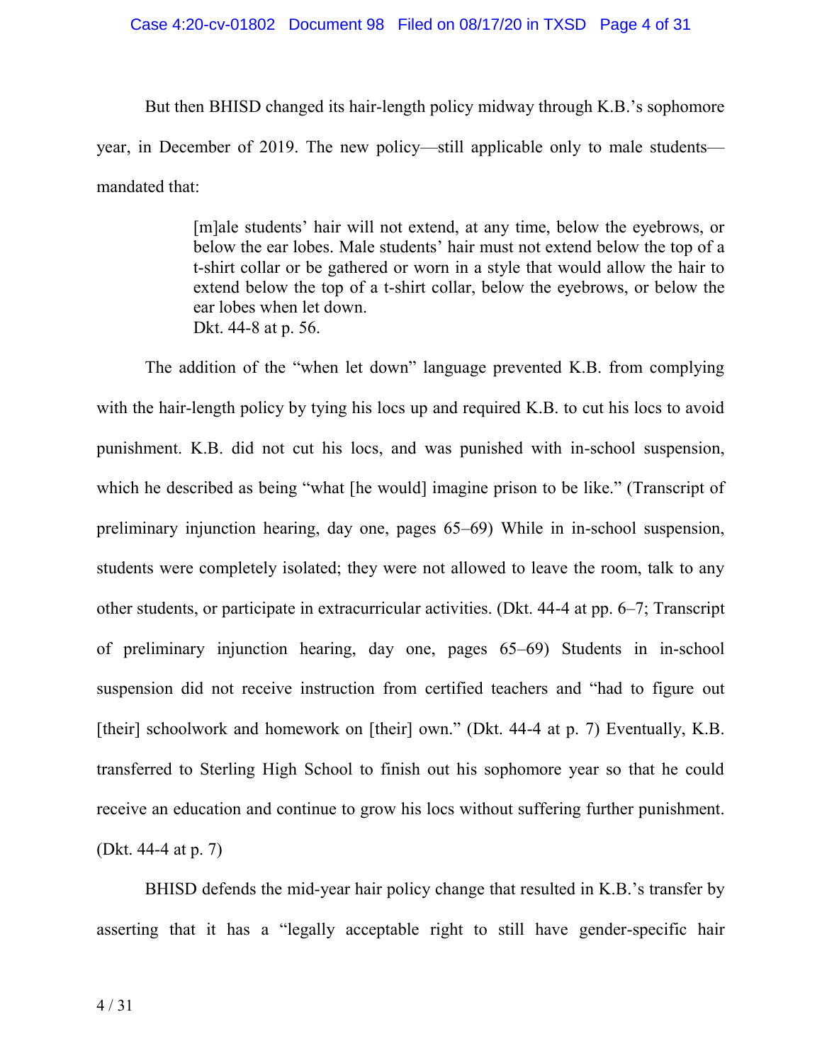But then BHISD changed its hair-length policy midway through K.B.'s sophomore year, in December of 2019. The new policy—still applicable only to male students—mandated that:

> [m]ale students' hair will not extend, at any time, below the eyebrows, or below the ear lobes. Male students' hair must not extend below the top of a t-shirt collar or be gathered or worn in a style that would allow the hair to extend below the top of a t-shirt collar, below the eyebrows, or below the ear lobes when let down.
> Dkt. 44-8 at p. 56.

The addition of the "when let down" language prevented K.B. from complying with the hair-length policy by tying his locs up and required K.B. to cut his locs to avoid punishment. K.B. did not cut his locs, and was punished with in-school suspension, which he described as being "what [he would] imagine prison to be like." (Transcript of preliminary injunction hearing, day one, pages 65–69) While in in-school suspension, students were completely isolated; they were not allowed to leave the room, talk to any other students, or participate in extracurricular activities. (Dkt. 44-4 at pp. 6–7; Transcript of preliminary injunction hearing, day one, pages 65–69) Students in in-school suspension did not receive instruction from certified teachers and "had to figure out [their] schoolwork and homework on [their] own." (Dkt. 44-4 at p. 7) Eventually, K.B. transferred to Sterling High School to finish out his sophomore year so that he could receive an education and continue to grow his locs without suffering further punishment. (Dkt. 44-4 at p. 7)

BHISD defends the mid-year hair policy change that resulted in K.B.'s transfer by asserting that it has a "legally acceptable right to still have gender-specific hair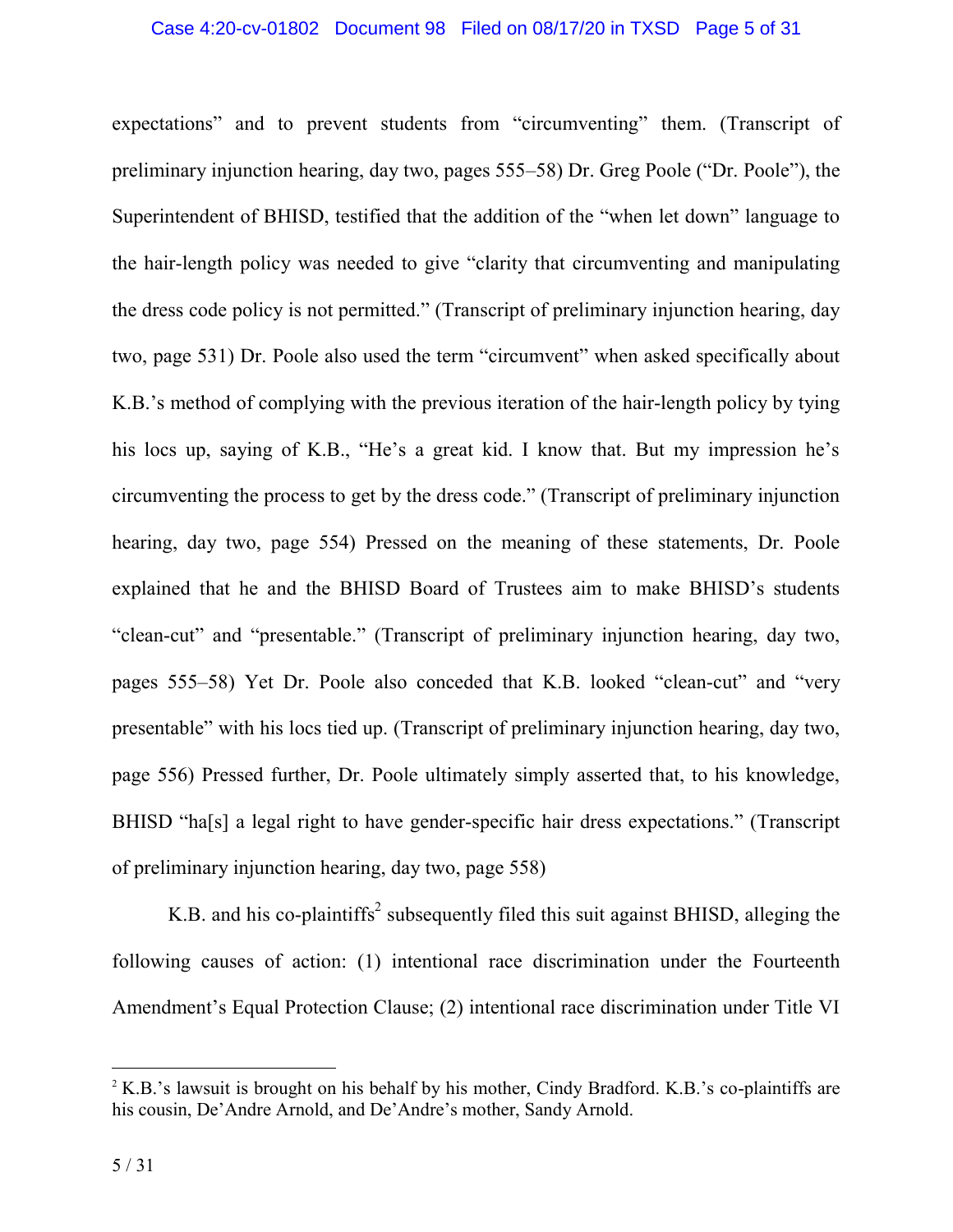expectations" and to prevent students from "circumventing" them. (Transcript of preliminary injunction hearing, day two, pages 555–58) Dr. Greg Poole ("Dr. Poole"), the Superintendent of BHISD, testified that the addition of the "when let down" language to the hair-length policy was needed to give "clarity that circumventing and manipulating the dress code policy is not permitted." (Transcript of preliminary injunction hearing, day two, page 531) Dr. Poole also used the term "circumvent" when asked specifically about K.B.'s method of complying with the previous iteration of the hair-length policy by tying his locs up, saying of K.B., "He's a great kid. I know that. But my impression he's circumventing the process to get by the dress code." (Transcript of preliminary injunction hearing, day two, page 554) Pressed on the meaning of these statements, Dr. Poole explained that he and the BHISD Board of Trustees aim to make BHISD's students "clean-cut" and "presentable." (Transcript of preliminary injunction hearing, day two, pages 555–58) Yet Dr. Poole also conceded that K.B. looked "clean-cut" and "very presentable" with his locs tied up. (Transcript of preliminary injunction hearing, day two, page 556) Pressed further, Dr. Poole ultimately simply asserted that, to his knowledge, BHISD "ha[s] a legal right to have gender-specific hair dress expectations." (Transcript of preliminary injunction hearing, day two, page 558)

K.B. and his co-plaintiffs[2] subsequently filed this suit against BHISD, alleging the following causes of action: (1) intentional race discrimination under the Fourteenth Amendment's Equal Protection Clause; (2) intentional race discrimination under Title VI

---

[2] K.B.'s lawsuit is brought on his behalf by his mother, Cindy Bradford. K.B.'s co-plaintiffs are his cousin, De'Andre Arnold, and De'Andre's mother, Sandy Arnold.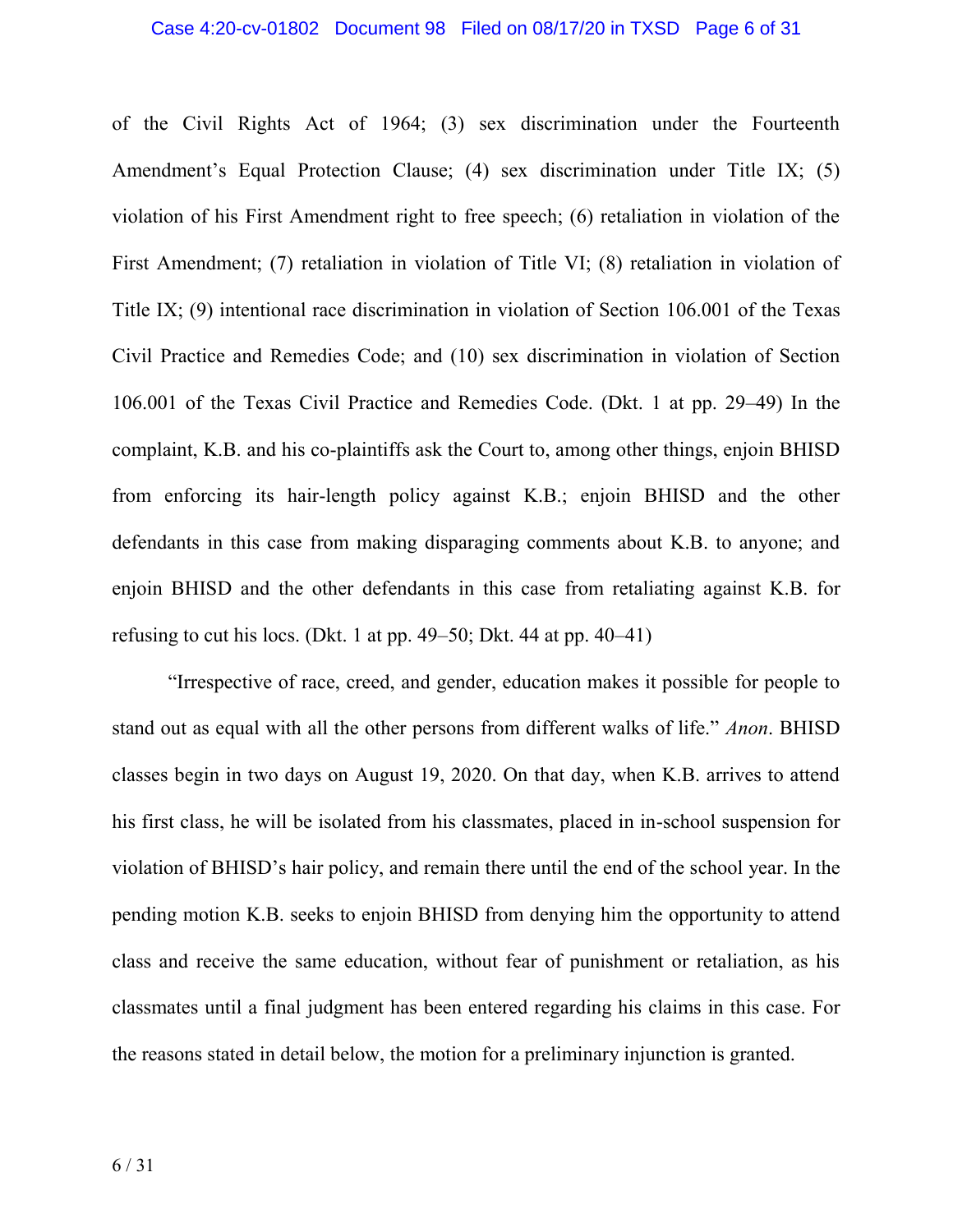of the Civil Rights Act of 1964; (3) sex discrimination under the Fourteenth Amendment's Equal Protection Clause; (4) sex discrimination under Title IX; (5) violation of his First Amendment right to free speech; (6) retaliation in violation of the First Amendment; (7) retaliation in violation of Title VI; (8) retaliation in violation of Title IX; (9) intentional race discrimination in violation of Section 106.001 of the Texas Civil Practice and Remedies Code; and (10) sex discrimination in violation of Section 106.001 of the Texas Civil Practice and Remedies Code. (Dkt. 1 at pp. 29–49) In the complaint, K.B. and his co-plaintiffs ask the Court to, among other things, enjoin BHISD from enforcing its hair-length policy against K.B.; enjoin BHISD and the other defendants in this case from making disparaging comments about K.B. to anyone; and enjoin BHISD and the other defendants in this case from retaliating against K.B. for refusing to cut his locs. (Dkt. 1 at pp. 49–50; Dkt. 44 at pp. 40–41)

"Irrespective of race, creed, and gender, education makes it possible for people to stand out as equal with all the other persons from different walks of life." *Anon*. BHISD classes begin in two days on August 19, 2020. On that day, when K.B. arrives to attend his first class, he will be isolated from his classmates, placed in in-school suspension for violation of BHISD's hair policy, and remain there until the end of the school year. In the pending motion K.B. seeks to enjoin BHISD from denying him the opportunity to attend class and receive the same education, without fear of punishment or retaliation, as his classmates until a final judgment has been entered regarding his claims in this case. For the reasons stated in detail below, the motion for a preliminary injunction is granted.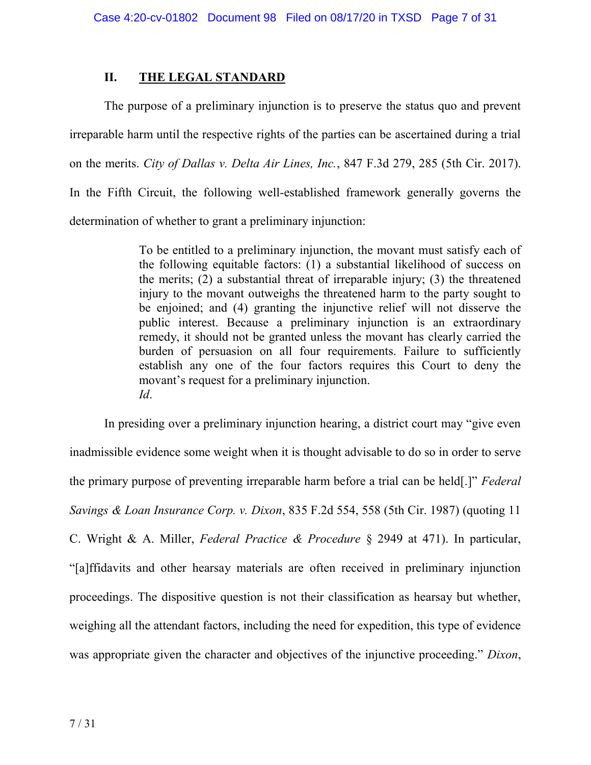## II. THE LEGAL STANDARD

The purpose of a preliminary injunction is to preserve the status quo and prevent irreparable harm until the respective rights of the parties can be ascertained during a trial on the merits. *City of Dallas v. Delta Air Lines, Inc.*, 847 F.3d 279, 285 (5th Cir. 2017). In the Fifth Circuit, the following well-established framework generally governs the determination of whether to grant a preliminary injunction:

> To be entitled to a preliminary injunction, the movant must satisfy each of the following equitable factors: (1) a substantial likelihood of success on the merits; (2) a substantial threat of irreparable injury; (3) the threatened injury to the movant outweighs the threatened harm to the party sought to be enjoined; and (4) granting the injunctive relief will not disserve the public interest. Because a preliminary injunction is an extraordinary remedy, it should not be granted unless the movant has clearly carried the burden of persuasion on all four requirements. Failure to sufficiently establish any one of the four factors requires this Court to deny the movant's request for a preliminary injunction.
> *Id*.

In presiding over a preliminary injunction hearing, a district court may "give even inadmissible evidence some weight when it is thought advisable to do so in order to serve the primary purpose of preventing irreparable harm before a trial can be held[.]" *Federal Savings & Loan Insurance Corp. v. Dixon*, 835 F.2d 554, 558 (5th Cir. 1987) (quoting 11 C. Wright & A. Miller, *Federal Practice & Procedure* § 2949 at 471). In particular, "[a]ffidavits and other hearsay materials are often received in preliminary injunction proceedings. The dispositive question is not their classification as hearsay but whether, weighing all the attendant factors, including the need for expedition, this type of evidence was appropriate given the character and objectives of the injunctive proceeding." *Dixon*,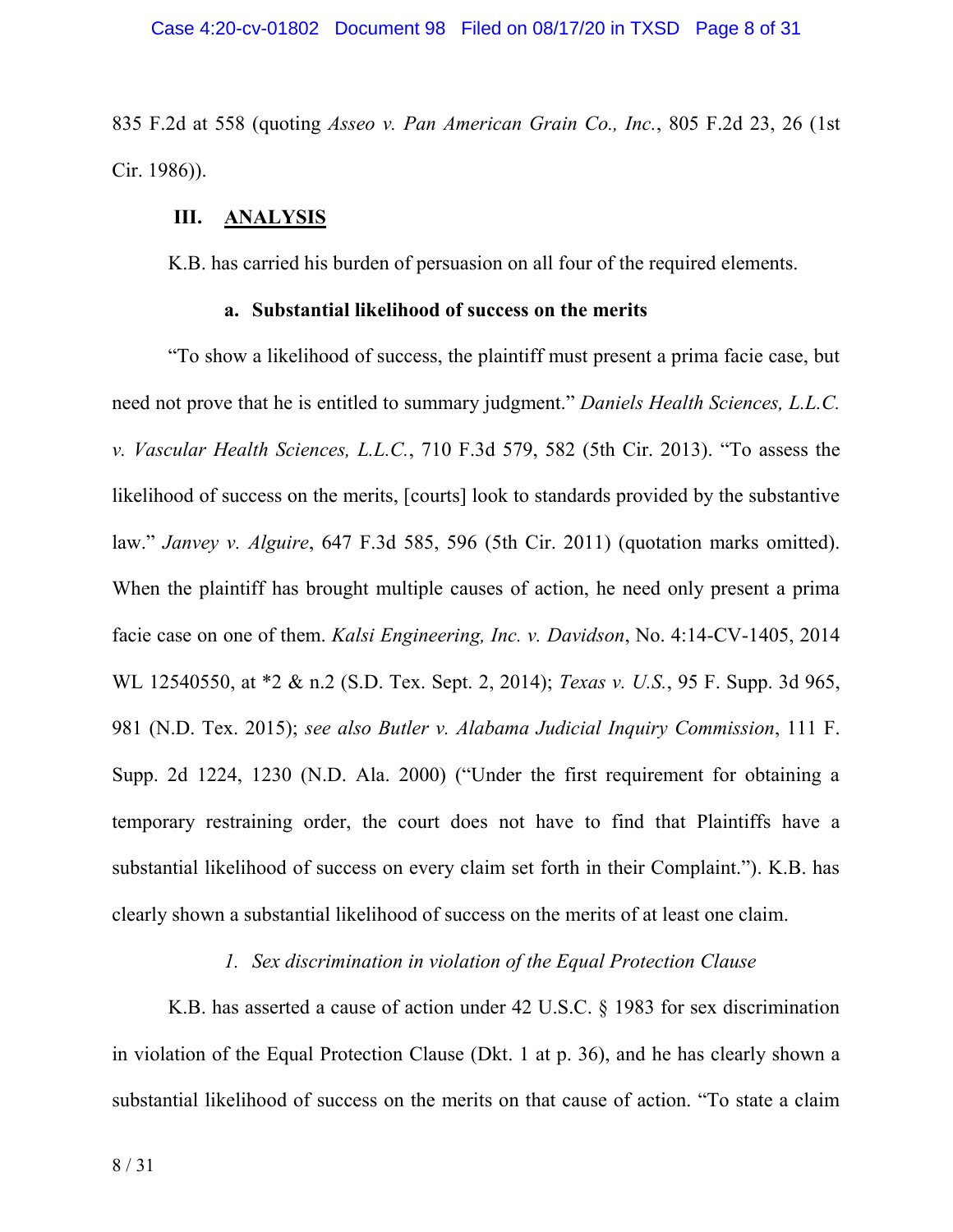835 F.2d at 558 (quoting *Asseo v. Pan American Grain Co., Inc.*, 805 F.2d 23, 26 (1st Cir. 1986)).

## III. ANALYSIS

K.B. has carried his burden of persuasion on all four of the required elements.

### a. Substantial likelihood of success on the merits

"To show a likelihood of success, the plaintiff must present a prima facie case, but need not prove that he is entitled to summary judgment." *Daniels Health Sciences, L.L.C. v. Vascular Health Sciences, L.L.C.*, 710 F.3d 579, 582 (5th Cir. 2013). "To assess the likelihood of success on the merits, [courts] look to standards provided by the substantive law." *Janvey v. Alguire*, 647 F.3d 585, 596 (5th Cir. 2011) (quotation marks omitted). When the plaintiff has brought multiple causes of action, he need only present a prima facie case on one of them. *Kalsi Engineering, Inc. v. Davidson*, No. 4:14-CV-1405, 2014 WL 12540550, at *2 & n.2 (S.D. Tex. Sept. 2, 2014); *Texas v. U.S.*, 95 F. Supp. 3d 965, 981 (N.D. Tex. 2015); *see also Butler v. Alabama Judicial Inquiry Commission*, 111 F. Supp. 2d 1224, 1230 (N.D. Ala. 2000) ("Under the first requirement for obtaining a temporary restraining order, the court does not have to find that Plaintiffs have a substantial likelihood of success on every claim set forth in their Complaint."). K.B. has clearly shown a substantial likelihood of success on the merits of at least one claim.

#### *1. Sex discrimination in violation of the Equal Protection Clause*

K.B. has asserted a cause of action under 42 U.S.C. § 1983 for sex discrimination in violation of the Equal Protection Clause (Dkt. 1 at p. 36), and he has clearly shown a substantial likelihood of success on the merits on that cause of action. "To state a claim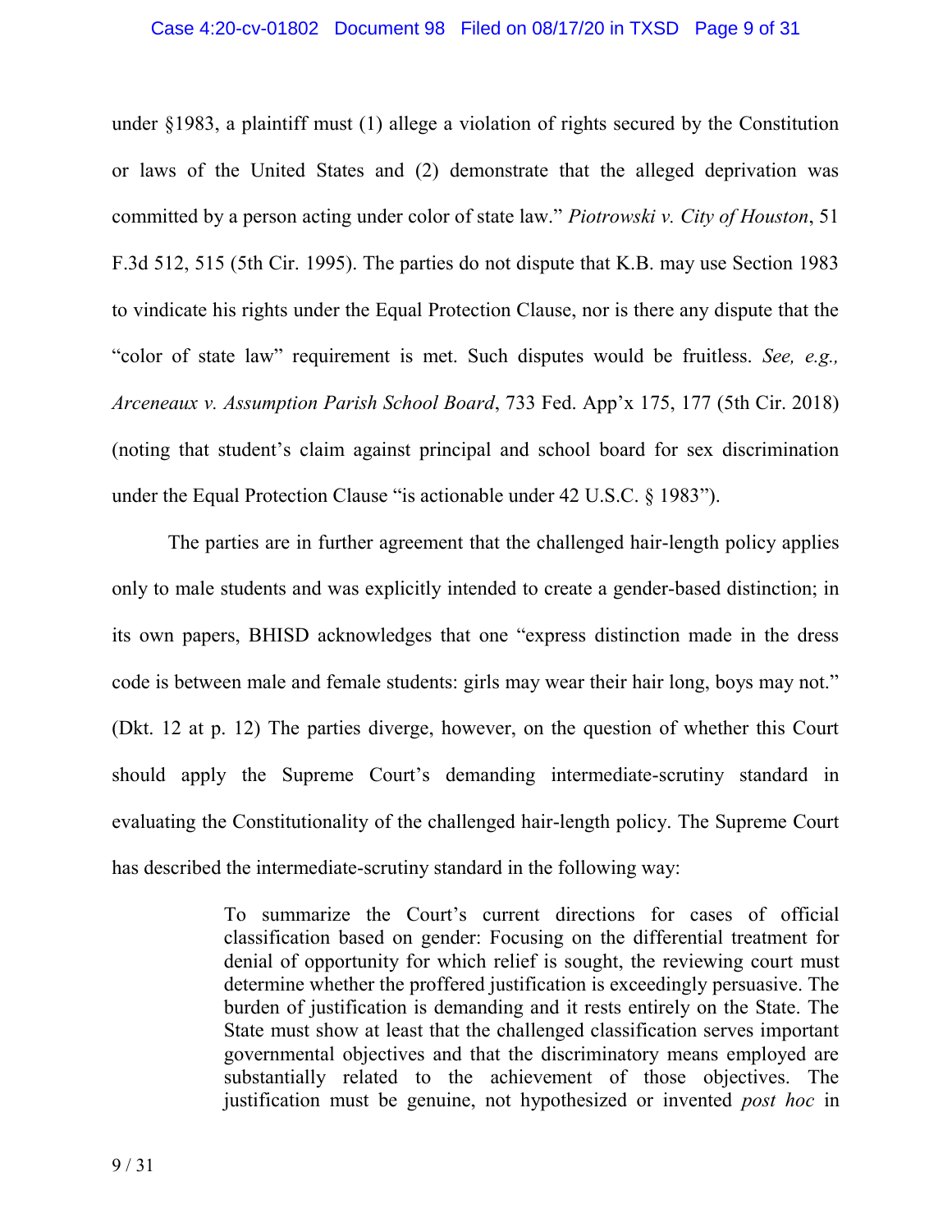under §1983, a plaintiff must (1) allege a violation of rights secured by the Constitution or laws of the United States and (2) demonstrate that the alleged deprivation was committed by a person acting under color of state law." *Piotrowski v. City of Houston*, 51 F.3d 512, 515 (5th Cir. 1995). The parties do not dispute that K.B. may use Section 1983 to vindicate his rights under the Equal Protection Clause, nor is there any dispute that the "color of state law" requirement is met. Such disputes would be fruitless. *See, e.g., Arceneaux v. Assumption Parish School Board*, 733 Fed. App'x 175, 177 (5th Cir. 2018) (noting that student's claim against principal and school board for sex discrimination under the Equal Protection Clause "is actionable under 42 U.S.C. § 1983").

The parties are in further agreement that the challenged hair-length policy applies only to male students and was explicitly intended to create a gender-based distinction; in its own papers, BHISD acknowledges that one "express distinction made in the dress code is between male and female students: girls may wear their hair long, boys may not." (Dkt. 12 at p. 12) The parties diverge, however, on the question of whether this Court should apply the Supreme Court's demanding intermediate-scrutiny standard in evaluating the Constitutionality of the challenged hair-length policy. The Supreme Court has described the intermediate-scrutiny standard in the following way:

> To summarize the Court's current directions for cases of official classification based on gender: Focusing on the differential treatment for denial of opportunity for which relief is sought, the reviewing court must determine whether the proffered justification is exceedingly persuasive. The burden of justification is demanding and it rests entirely on the State. The State must show at least that the challenged classification serves important governmental objectives and that the discriminatory means employed are substantially related to the achievement of those objectives. The justification must be genuine, not hypothesized or invented *post hoc* in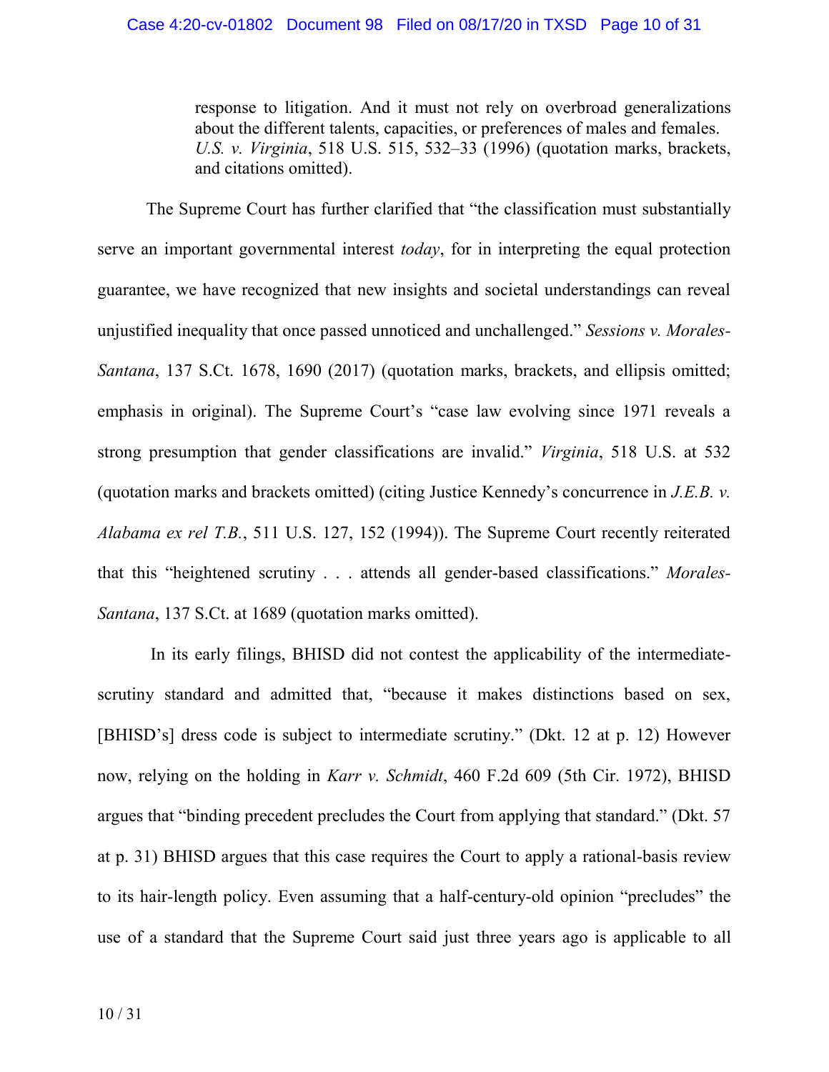> response to litigation. And it must not rely on overbroad generalizations about the different talents, capacities, or preferences of males and females. *U.S. v. Virginia*, 518 U.S. 515, 532–33 (1996) (quotation marks, brackets, and citations omitted).

The Supreme Court has further clarified that "the classification must substantially serve an important governmental interest *today*, for in interpreting the equal protection guarantee, we have recognized that new insights and societal understandings can reveal unjustified inequality that once passed unnoticed and unchallenged." *Sessions v. Morales-Santana*, 137 S.Ct. 1678, 1690 (2017) (quotation marks, brackets, and ellipsis omitted; emphasis in original). The Supreme Court's "case law evolving since 1971 reveals a strong presumption that gender classifications are invalid." *Virginia*, 518 U.S. at 532 (quotation marks and brackets omitted) (citing Justice Kennedy's concurrence in *J.E.B. v. Alabama ex rel T.B.*, 511 U.S. 127, 152 (1994)). The Supreme Court recently reiterated that this "heightened scrutiny . . . attends all gender-based classifications." *Morales-Santana*, 137 S.Ct. at 1689 (quotation marks omitted).

In its early filings, BHISD did not contest the applicability of the intermediate-scrutiny standard and admitted that, "because it makes distinctions based on sex, [BHISD's] dress code is subject to intermediate scrutiny." (Dkt. 12 at p. 12) However now, relying on the holding in *Karr v. Schmidt*, 460 F.2d 609 (5th Cir. 1972), BHISD argues that "binding precedent precludes the Court from applying that standard." (Dkt. 57 at p. 31) BHISD argues that this case requires the Court to apply a rational-basis review to its hair-length policy. Even assuming that a half-century-old opinion "precludes" the use of a standard that the Supreme Court said just three years ago is applicable to all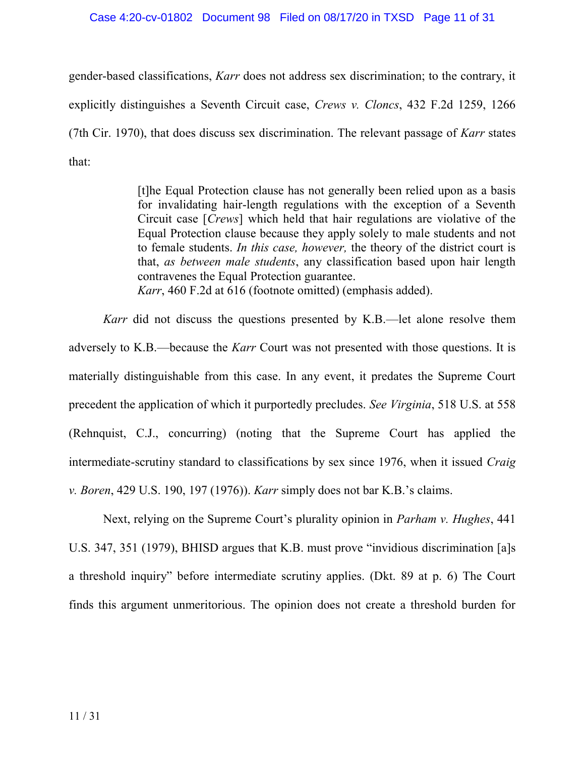gender-based classifications, *Karr* does not address sex discrimination; to the contrary, it explicitly distinguishes a Seventh Circuit case, *Crews v. Cloncs*, 432 F.2d 1259, 1266 (7th Cir. 1970), that does discuss sex discrimination. The relevant passage of *Karr* states that:

> [t]he Equal Protection clause has not generally been relied upon as a basis for invalidating hair-length regulations with the exception of a Seventh Circuit case [*Crews*] which held that hair regulations are violative of the Equal Protection clause because they apply solely to male students and not to female students. *In this case, however,* the theory of the district court is that, *as between male students*, any classification based upon hair length contravenes the Equal Protection guarantee.
> *Karr*, 460 F.2d at 616 (footnote omitted) (emphasis added).

*Karr* did not discuss the questions presented by K.B.—let alone resolve them adversely to K.B.—because the *Karr* Court was not presented with those questions. It is materially distinguishable from this case. In any event, it predates the Supreme Court precedent the application of which it purportedly precludes. *See Virginia*, 518 U.S. at 558 (Rehnquist, C.J., concurring) (noting that the Supreme Court has applied the intermediate-scrutiny standard to classifications by sex since 1976, when it issued *Craig v. Boren*, 429 U.S. 190, 197 (1976)). *Karr* simply does not bar K.B.'s claims.

Next, relying on the Supreme Court's plurality opinion in *Parham v. Hughes*, 441 U.S. 347, 351 (1979), BHISD argues that K.B. must prove "invidious discrimination [a]s a threshold inquiry" before intermediate scrutiny applies. (Dkt. 89 at p. 6) The Court finds this argument unmeritorious. The opinion does not create a threshold burden for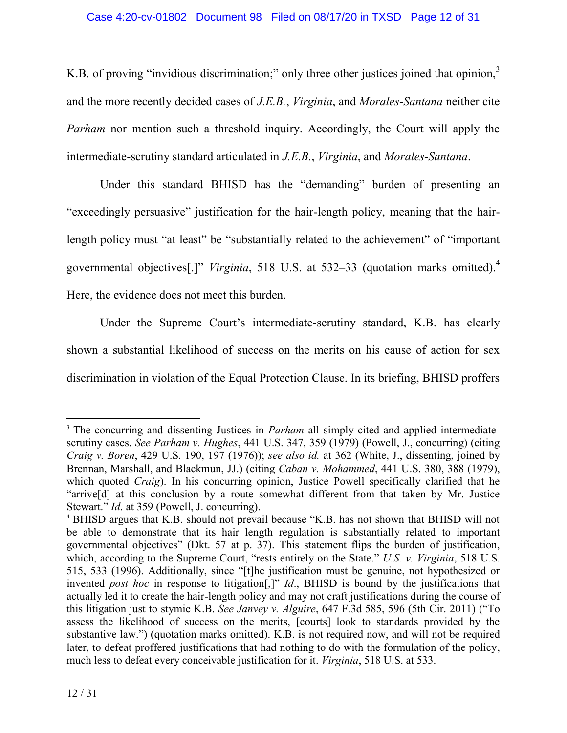K.B. of proving "invidious discrimination;" only three other justices joined that opinion,[3] and the more recently decided cases of *J.E.B.*, *Virginia*, and *Morales-Santana* neither cite *Parham* nor mention such a threshold inquiry. Accordingly, the Court will apply the intermediate-scrutiny standard articulated in *J.E.B.*, *Virginia*, and *Morales-Santana*.

Under this standard BHISD has the "demanding" burden of presenting an "exceedingly persuasive" justification for the hair-length policy, meaning that the hair-length policy must "at least" be "substantially related to the achievement" of "important governmental objectives[.]" *Virginia*, 518 U.S. at 532–33 (quotation marks omitted).[4] Here, the evidence does not meet this burden.

Under the Supreme Court's intermediate-scrutiny standard, K.B. has clearly shown a substantial likelihood of success on the merits on his cause of action for sex discrimination in violation of the Equal Protection Clause. In its briefing, BHISD proffers

---

[3] The concurring and dissenting Justices in *Parham* all simply cited and applied intermediate-scrutiny cases. *See Parham v. Hughes*, 441 U.S. 347, 359 (1979) (Powell, J., concurring) (citing *Craig v. Boren*, 429 U.S. 190, 197 (1976)); *see also id.* at 362 (White, J., dissenting, joined by Brennan, Marshall, and Blackmun, JJ.) (citing *Caban v. Mohammed*, 441 U.S. 380, 388 (1979), which quoted *Craig*). In his concurring opinion, Justice Powell specifically clarified that he "arrive[d] at this conclusion by a route somewhat different from that taken by Mr. Justice Stewart." *Id*. at 359 (Powell, J. concurring).

[4] BHISD argues that K.B. should not prevail because "K.B. has not shown that BHISD will not be able to demonstrate that its hair length regulation is substantially related to important governmental objectives" (Dkt. 57 at p. 37). This statement flips the burden of justification, which, according to the Supreme Court, "rests entirely on the State." *U.S. v. Virginia*, 518 U.S. 515, 533 (1996). Additionally, since "[t]he justification must be genuine, not hypothesized or invented *post hoc* in response to litigation[,]" *Id*., BHISD is bound by the justifications that actually led it to create the hair-length policy and may not craft justifications during the course of this litigation just to stymie K.B. *See Janvey v. Alguire*, 647 F.3d 585, 596 (5th Cir. 2011) ("To assess the likelihood of success on the merits, [courts] look to standards provided by the substantive law.") (quotation marks omitted). K.B. is not required now, and will not be required later, to defeat proffered justifications that had nothing to do with the formulation of the policy, much less to defeat every conceivable justification for it. *Virginia*, 518 U.S. at 533.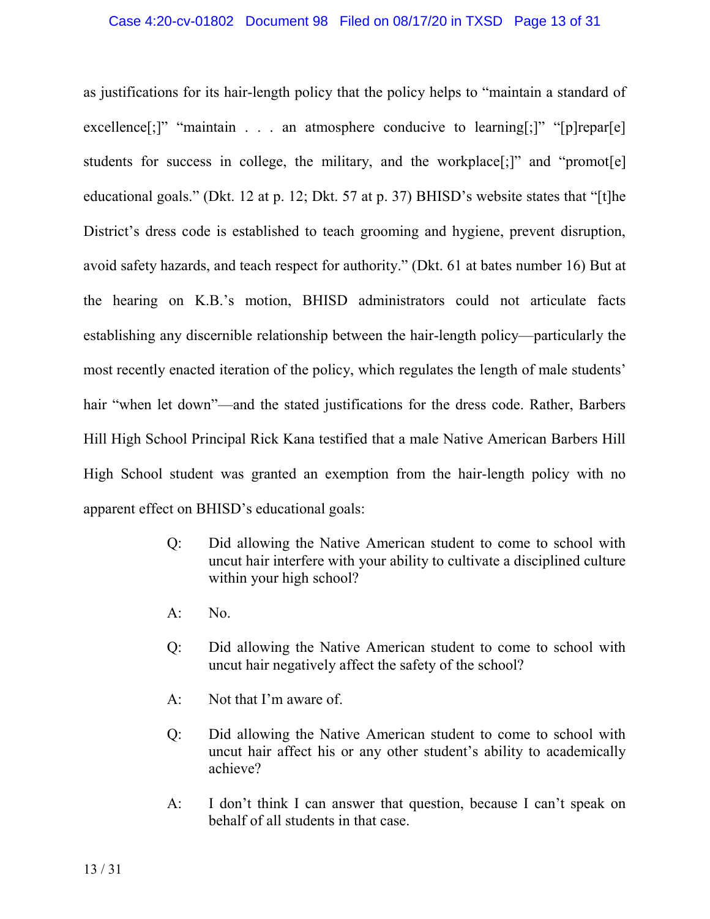as justifications for its hair-length policy that the policy helps to "maintain a standard of excellence[;]" "maintain . . . an atmosphere conducive to learning[;]" "[p]repar[e] students for success in college, the military, and the workplace[;]" and "promot[e] educational goals." (Dkt. 12 at p. 12; Dkt. 57 at p. 37) BHISD's website states that "[t]he District's dress code is established to teach grooming and hygiene, prevent disruption, avoid safety hazards, and teach respect for authority." (Dkt. 61 at bates number 16) But at the hearing on K.B.'s motion, BHISD administrators could not articulate facts establishing any discernible relationship between the hair-length policy—particularly the most recently enacted iteration of the policy, which regulates the length of male students' hair "when let down"—and the stated justifications for the dress code. Rather, Barbers Hill High School Principal Rick Kana testified that a male Native American Barbers Hill High School student was granted an exemption from the hair-length policy with no apparent effect on BHISD's educational goals:

> Q: Did allowing the Native American student to come to school with uncut hair interfere with your ability to cultivate a disciplined culture within your high school?
>
> A: No.
>
> Q: Did allowing the Native American student to come to school with uncut hair negatively affect the safety of the school?
>
> A: Not that I'm aware of.
>
> Q: Did allowing the Native American student to come to school with uncut hair affect his or any other student's ability to academically achieve?
>
> A: I don't think I can answer that question, because I can't speak on behalf of all students in that case.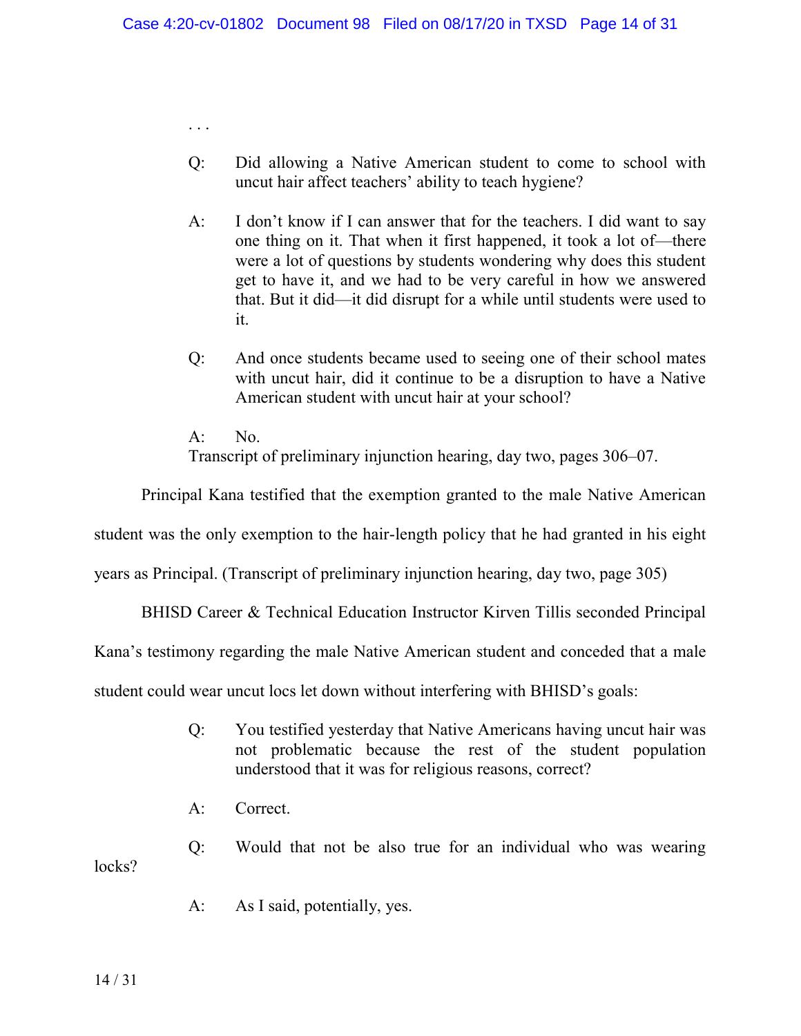. . .

> Q: Did allowing a Native American student to come to school with uncut hair affect teachers' ability to teach hygiene?
>
> A: I don't know if I can answer that for the teachers. I did want to say one thing on it. That when it first happened, it took a lot of—there were a lot of questions by students wondering why does this student get to have it, and we had to be very careful in how we answered that. But it did—it did disrupt for a while until students were used to it.
>
> Q: And once students became used to seeing one of their school mates with uncut hair, did it continue to be a disruption to have a Native American student with uncut hair at your school?
>
> A: No.
>
> Transcript of preliminary injunction hearing, day two, pages 306–07.

Principal Kana testified that the exemption granted to the male Native American student was the only exemption to the hair-length policy that he had granted in his eight years as Principal. (Transcript of preliminary injunction hearing, day two, page 305)

BHISD Career & Technical Education Instructor Kirven Tillis seconded Principal Kana's testimony regarding the male Native American student and conceded that a male student could wear uncut locs let down without interfering with BHISD's goals:

> Q: You testified yesterday that Native Americans having uncut hair was not problematic because the rest of the student population understood that it was for religious reasons, correct?
>
> A: Correct.
>
> Q: Would that not be also true for an individual who was wearing locks?
>
> A: As I said, potentially, yes.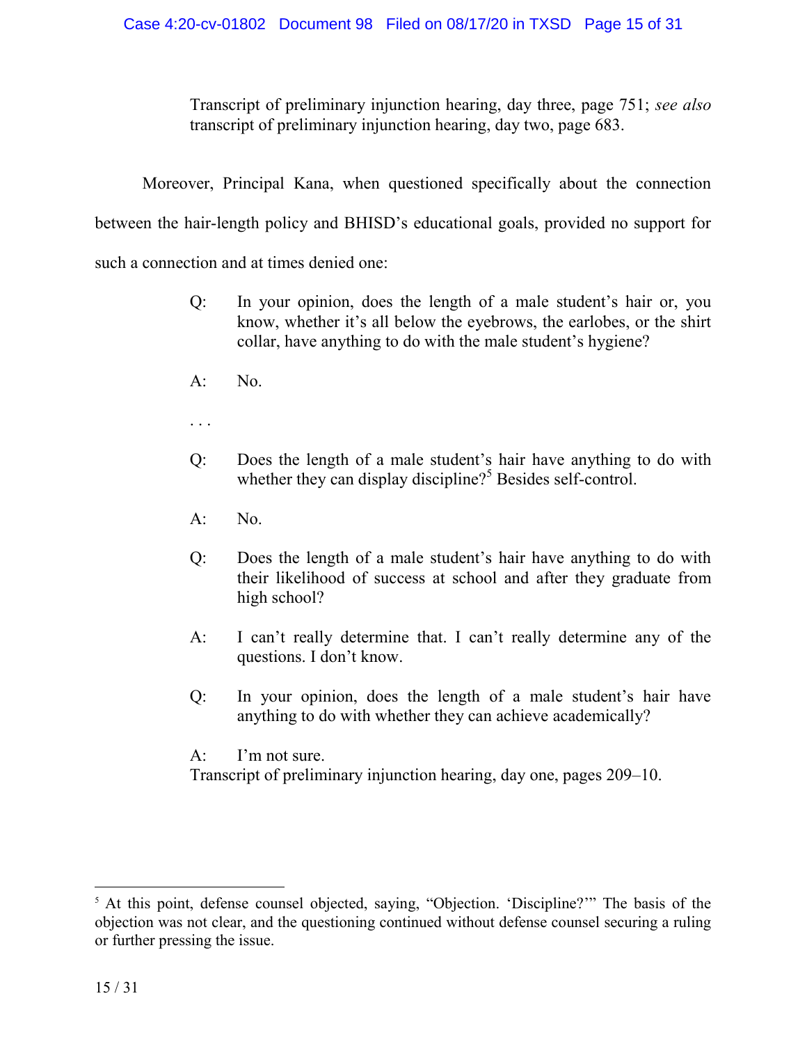Transcript of preliminary injunction hearing, day three, page 751; *see also* transcript of preliminary injunction hearing, day two, page 683.

Moreover, Principal Kana, when questioned specifically about the connection between the hair-length policy and BHISD's educational goals, provided no support for such a connection and at times denied one:

> Q: In your opinion, does the length of a male student's hair or, you know, whether it's all below the eyebrows, the earlobes, or the shirt collar, have anything to do with the male student's hygiene?
>
> A: No.
>
> . . .
>
> Q: Does the length of a male student's hair have anything to do with whether they can display discipline?[5] Besides self-control.
>
> A: No.
>
> Q: Does the length of a male student's hair have anything to do with their likelihood of success at school and after they graduate from high school?
>
> A: I can't really determine that. I can't really determine any of the questions. I don't know.
>
> Q: In your opinion, does the length of a male student's hair have anything to do with whether they can achieve academically?
>
> A: I'm not sure.
>
> Transcript of preliminary injunction hearing, day one, pages 209–10.

---

[5] At this point, defense counsel objected, saying, "Objection. 'Discipline?'" The basis of the objection was not clear, and the questioning continued without defense counsel securing a ruling or further pressing the issue.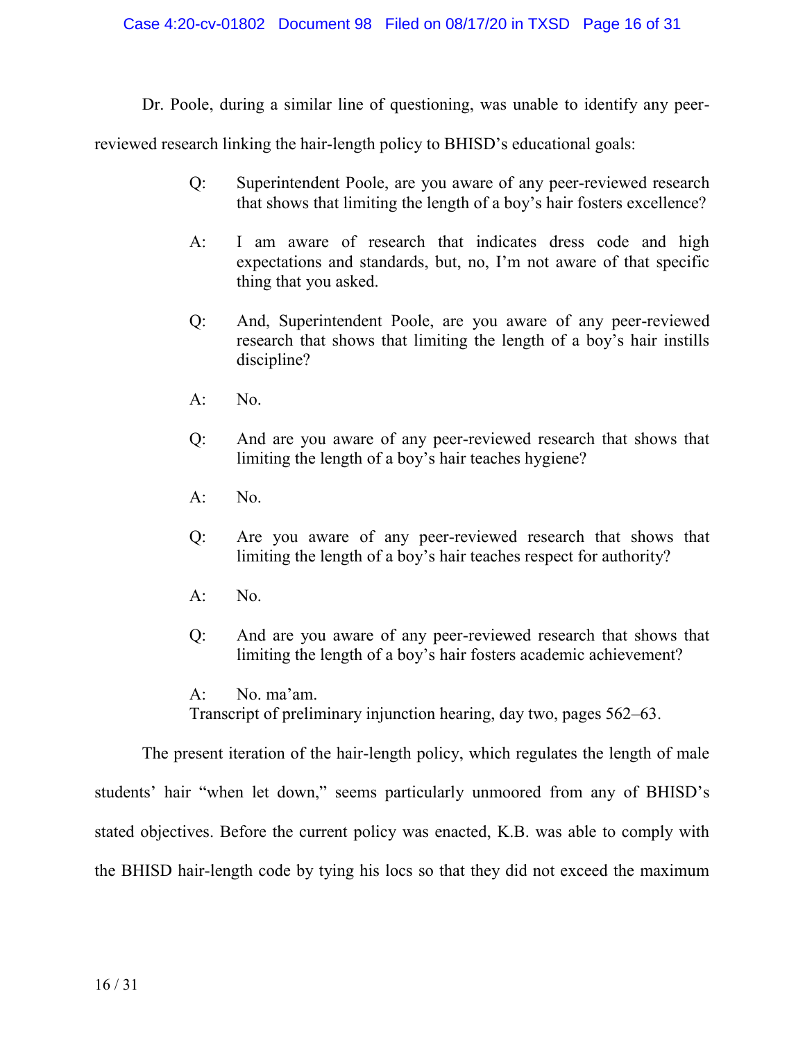Dr. Poole, during a similar line of questioning, was unable to identify any peer-reviewed research linking the hair-length policy to BHISD's educational goals:

> Q: Superintendent Poole, are you aware of any peer-reviewed research that shows that limiting the length of a boy's hair fosters excellence?
>
> A: I am aware of research that indicates dress code and high expectations and standards, but, no, I'm not aware of that specific thing that you asked.
>
> Q: And, Superintendent Poole, are you aware of any peer-reviewed research that shows that limiting the length of a boy's hair instills discipline?
>
> A: No.
>
> Q: And are you aware of any peer-reviewed research that shows that limiting the length of a boy's hair teaches hygiene?
>
> A: No.
>
> Q: Are you aware of any peer-reviewed research that shows that limiting the length of a boy's hair teaches respect for authority?
>
> A: No.
>
> Q: And are you aware of any peer-reviewed research that shows that limiting the length of a boy's hair fosters academic achievement?
>
> A: No. ma'am.
>
> Transcript of preliminary injunction hearing, day two, pages 562–63.

The present iteration of the hair-length policy, which regulates the length of male students' hair "when let down," seems particularly unmoored from any of BHISD's stated objectives. Before the current policy was enacted, K.B. was able to comply with the BHISD hair-length code by tying his locs so that they did not exceed the maximum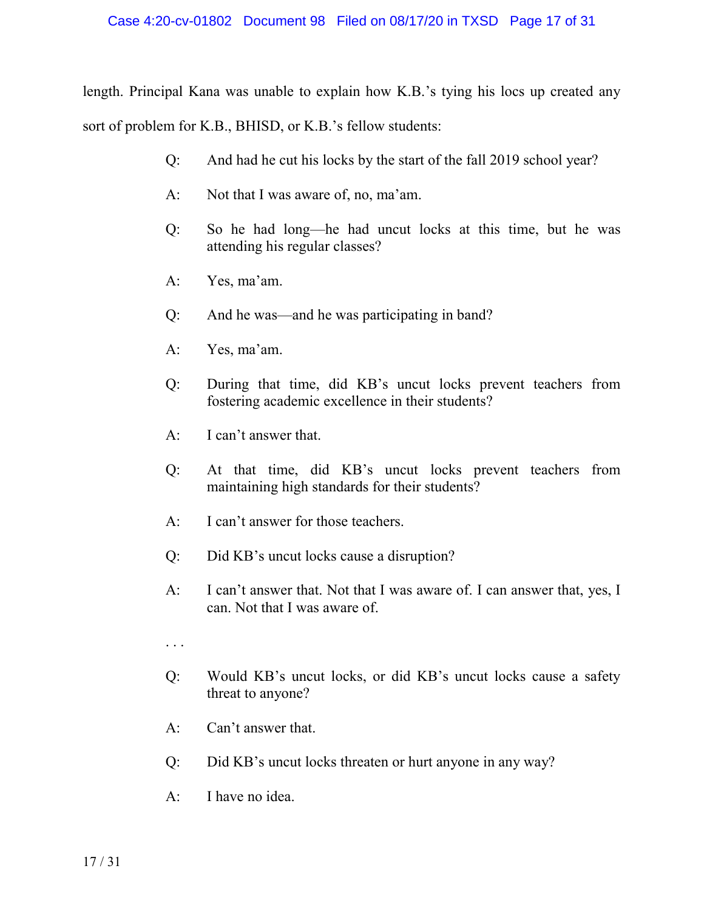length. Principal Kana was unable to explain how K.B.'s tying his locs up created any sort of problem for K.B., BHISD, or K.B.'s fellow students:

> Q: And had he cut his locks by the start of the fall 2019 school year?
>
> A: Not that I was aware of, no, ma'am.
>
> Q: So he had long—he had uncut locks at this time, but he was attending his regular classes?
>
> A: Yes, ma'am.
>
> Q: And he was—and he was participating in band?
>
> A: Yes, ma'am.
>
> Q: During that time, did KB's uncut locks prevent teachers from fostering academic excellence in their students?
>
> A: I can't answer that.
>
> Q: At that time, did KB's uncut locks prevent teachers from maintaining high standards for their students?
>
> A: I can't answer for those teachers.
>
> Q: Did KB's uncut locks cause a disruption?
>
> A: I can't answer that. Not that I was aware of. I can answer that, yes, I can. Not that I was aware of.
>
> . . .
>
> Q: Would KB's uncut locks, or did KB's uncut locks cause a safety threat to anyone?
>
> A: Can't answer that.
>
> Q: Did KB's uncut locks threaten or hurt anyone in any way?
>
> A: I have no idea.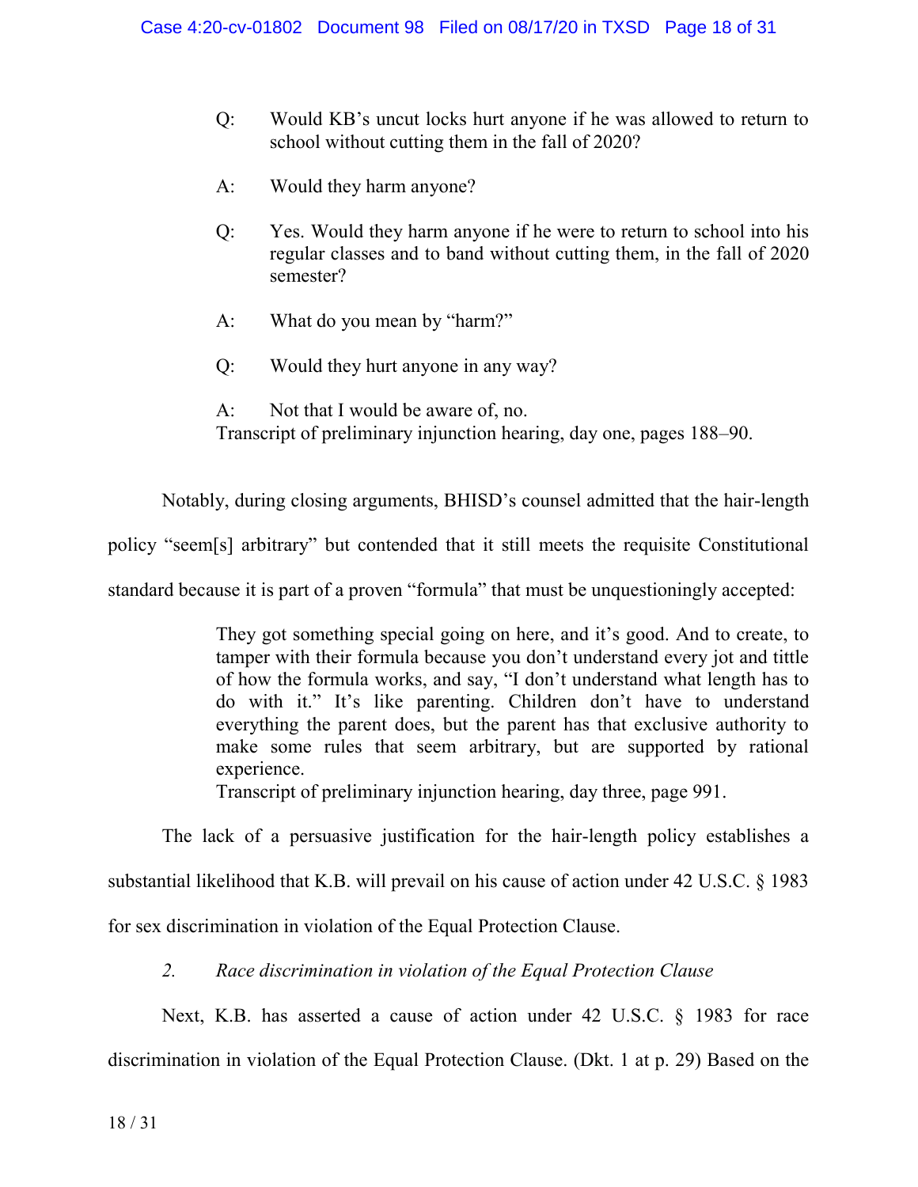> Q: Would KB's uncut locks hurt anyone if he was allowed to return to school without cutting them in the fall of 2020?
>
> A: Would they harm anyone?
>
> Q: Yes. Would they harm anyone if he were to return to school into his regular classes and to band without cutting them, in the fall of 2020 semester?
>
> A: What do you mean by "harm?"
>
> Q: Would they hurt anyone in any way?
>
> A: Not that I would be aware of, no.
>
> Transcript of preliminary injunction hearing, day one, pages 188–90.

Notably, during closing arguments, BHISD's counsel admitted that the hair-length policy "seem[s] arbitrary" but contended that it still meets the requisite Constitutional standard because it is part of a proven "formula" that must be unquestioningly accepted:

> They got something special going on here, and it's good. And to create, to tamper with their formula because you don't understand every jot and tittle of how the formula works, and say, "I don't understand what length has to do with it." It's like parenting. Children don't have to understand everything the parent does, but the parent has that exclusive authority to make some rules that seem arbitrary, but are supported by rational experience.
>
> Transcript of preliminary injunction hearing, day three, page 991.

The lack of a persuasive justification for the hair-length policy establishes a substantial likelihood that K.B. will prevail on his cause of action under 42 U.S.C. § 1983 for sex discrimination in violation of the Equal Protection Clause.

*2. Race discrimination in violation of the Equal Protection Clause*

Next, K.B. has asserted a cause of action under 42 U.S.C. § 1983 for race discrimination in violation of the Equal Protection Clause. (Dkt. 1 at p. 29) Based on the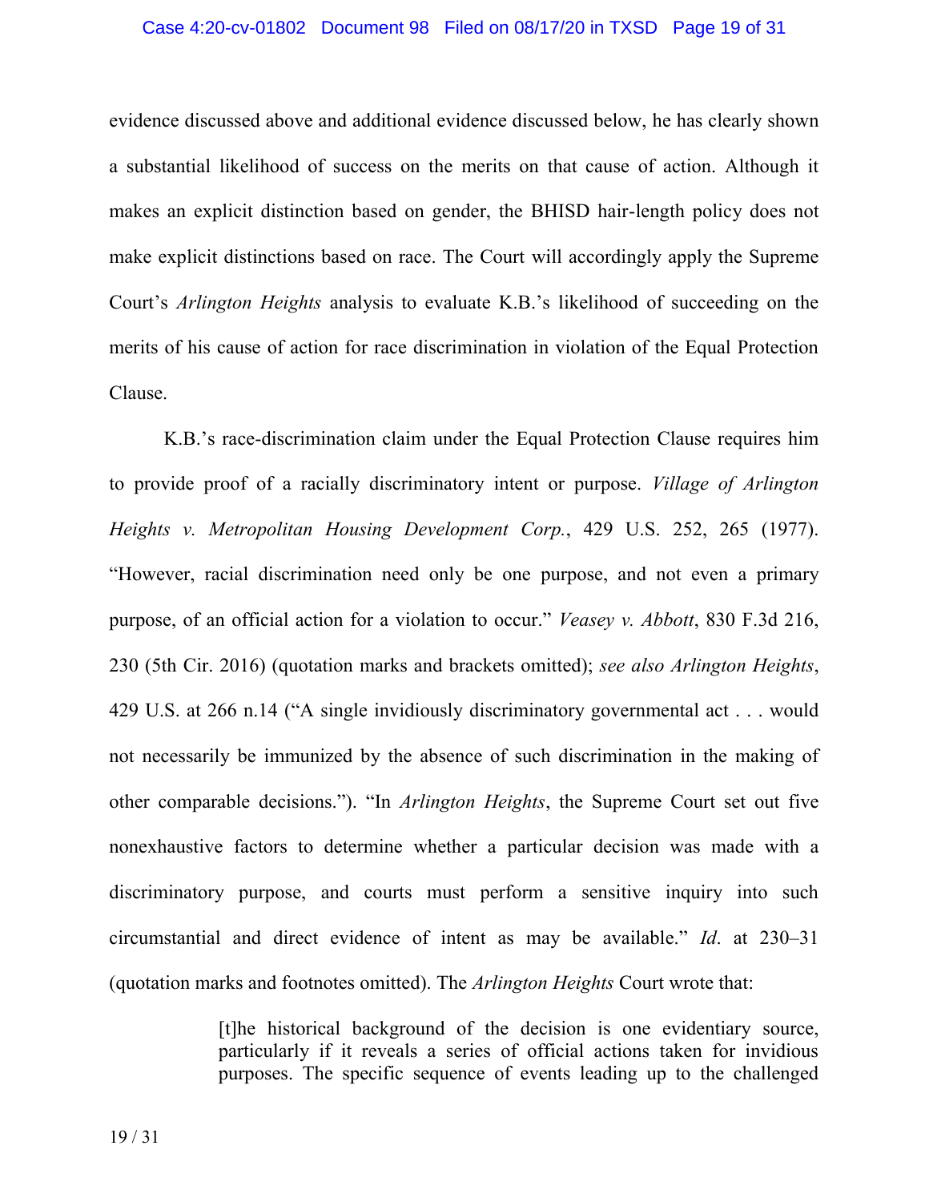evidence discussed above and additional evidence discussed below, he has clearly shown a substantial likelihood of success on the merits on that cause of action. Although it makes an explicit distinction based on gender, the BHISD hair-length policy does not make explicit distinctions based on race. The Court will accordingly apply the Supreme Court's *Arlington Heights* analysis to evaluate K.B.'s likelihood of succeeding on the merits of his cause of action for race discrimination in violation of the Equal Protection Clause.

K.B.'s race-discrimination claim under the Equal Protection Clause requires him to provide proof of a racially discriminatory intent or purpose. *Village of Arlington Heights v. Metropolitan Housing Development Corp.*, 429 U.S. 252, 265 (1977). "However, racial discrimination need only be one purpose, and not even a primary purpose, of an official action for a violation to occur." *Veasey v. Abbott*, 830 F.3d 216, 230 (5th Cir. 2016) (quotation marks and brackets omitted); *see also Arlington Heights*, 429 U.S. at 266 n.14 ("A single invidiously discriminatory governmental act . . . would not necessarily be immunized by the absence of such discrimination in the making of other comparable decisions."). "In *Arlington Heights*, the Supreme Court set out five nonexhaustive factors to determine whether a particular decision was made with a discriminatory purpose, and courts must perform a sensitive inquiry into such circumstantial and direct evidence of intent as may be available." *Id*. at 230–31 (quotation marks and footnotes omitted). The *Arlington Heights* Court wrote that:

> [t]he historical background of the decision is one evidentiary source, particularly if it reveals a series of official actions taken for invidious purposes. The specific sequence of events leading up to the challenged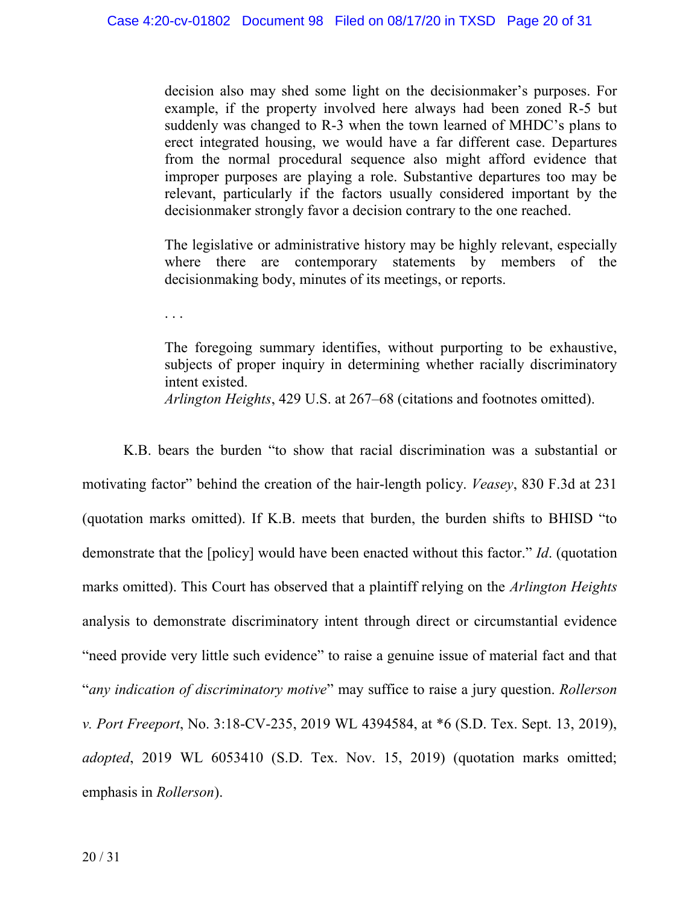> decision also may shed some light on the decisionmaker's purposes. For example, if the property involved here always had been zoned R-5 but suddenly was changed to R-3 when the town learned of MHDC's plans to erect integrated housing, we would have a far different case. Departures from the normal procedural sequence also might afford evidence that improper purposes are playing a role. Substantive departures too may be relevant, particularly if the factors usually considered important by the decisionmaker strongly favor a decision contrary to the one reached.
>
> The legislative or administrative history may be highly relevant, especially where there are contemporary statements by members of the decisionmaking body, minutes of its meetings, or reports.
>
> . . .
>
> The foregoing summary identifies, without purporting to be exhaustive, subjects of proper inquiry in determining whether racially discriminatory intent existed.
> *Arlington Heights*, 429 U.S. at 267–68 (citations and footnotes omitted).

K.B. bears the burden "to show that racial discrimination was a substantial or motivating factor" behind the creation of the hair-length policy. *Veasey*, 830 F.3d at 231 (quotation marks omitted). If K.B. meets that burden, the burden shifts to BHISD "to demonstrate that the [policy] would have been enacted without this factor." *Id*. (quotation marks omitted). This Court has observed that a plaintiff relying on the *Arlington Heights* analysis to demonstrate discriminatory intent through direct or circumstantial evidence "need provide very little such evidence" to raise a genuine issue of material fact and that "*any indication of discriminatory motive*" may suffice to raise a jury question. *Rollerson v. Port Freeport*, No. 3:18-CV-235, 2019 WL 4394584, at \*6 (S.D. Tex. Sept. 13, 2019), *adopted*, 2019 WL 6053410 (S.D. Tex. Nov. 15, 2019) (quotation marks omitted; emphasis in *Rollerson*).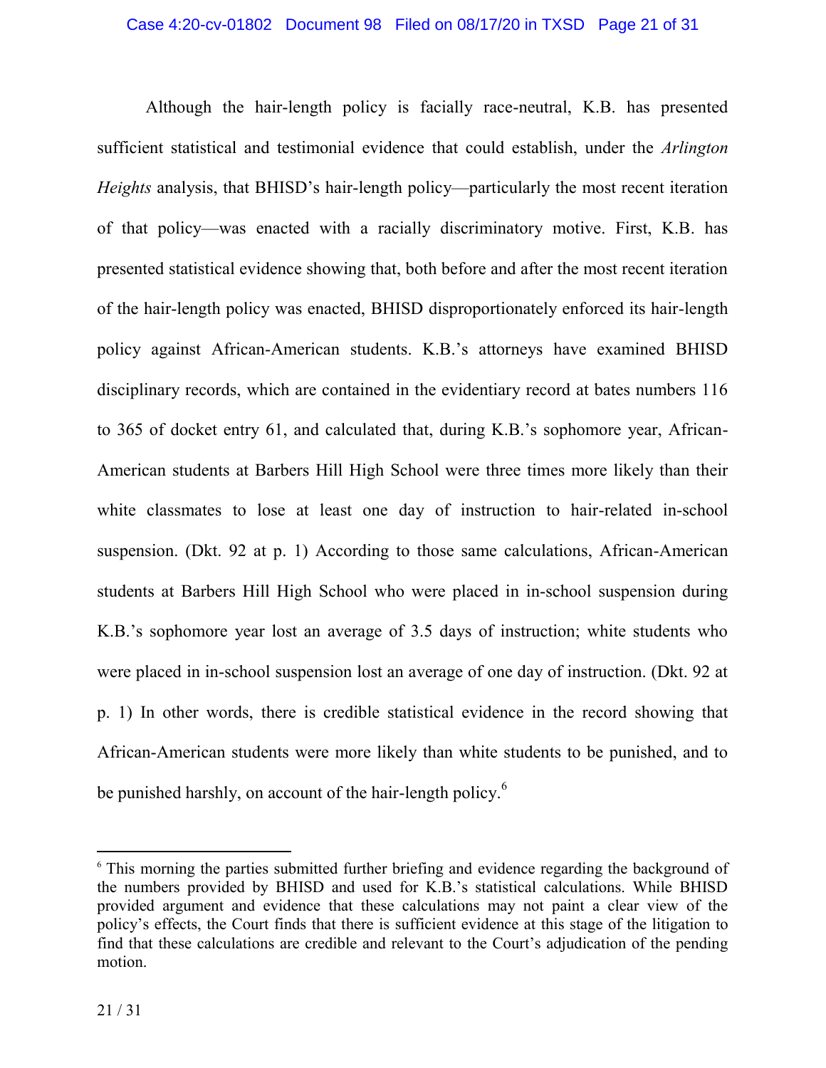Although the hair-length policy is facially race-neutral, K.B. has presented sufficient statistical and testimonial evidence that could establish, under the *Arlington Heights* analysis, that BHISD's hair-length policy—particularly the most recent iteration of that policy—was enacted with a racially discriminatory motive. First, K.B. has presented statistical evidence showing that, both before and after the most recent iteration of the hair-length policy was enacted, BHISD disproportionately enforced its hair-length policy against African-American students. K.B.'s attorneys have examined BHISD disciplinary records, which are contained in the evidentiary record at bates numbers 116 to 365 of docket entry 61, and calculated that, during K.B.'s sophomore year, African-American students at Barbers Hill High School were three times more likely than their white classmates to lose at least one day of instruction to hair-related in-school suspension. (Dkt. 92 at p. 1) According to those same calculations, African-American students at Barbers Hill High School who were placed in in-school suspension during K.B.'s sophomore year lost an average of 3.5 days of instruction; white students who were placed in in-school suspension lost an average of one day of instruction. (Dkt. 92 at p. 1) In other words, there is credible statistical evidence in the record showing that African-American students were more likely than white students to be punished, and to be punished harshly, on account of the hair-length policy.[6]

[6] This morning the parties submitted further briefing and evidence regarding the background of the numbers provided by BHISD and used for K.B.'s statistical calculations. While BHISD provided argument and evidence that these calculations may not paint a clear view of the policy's effects, the Court finds that there is sufficient evidence at this stage of the litigation to find that these calculations are credible and relevant to the Court's adjudication of the pending motion.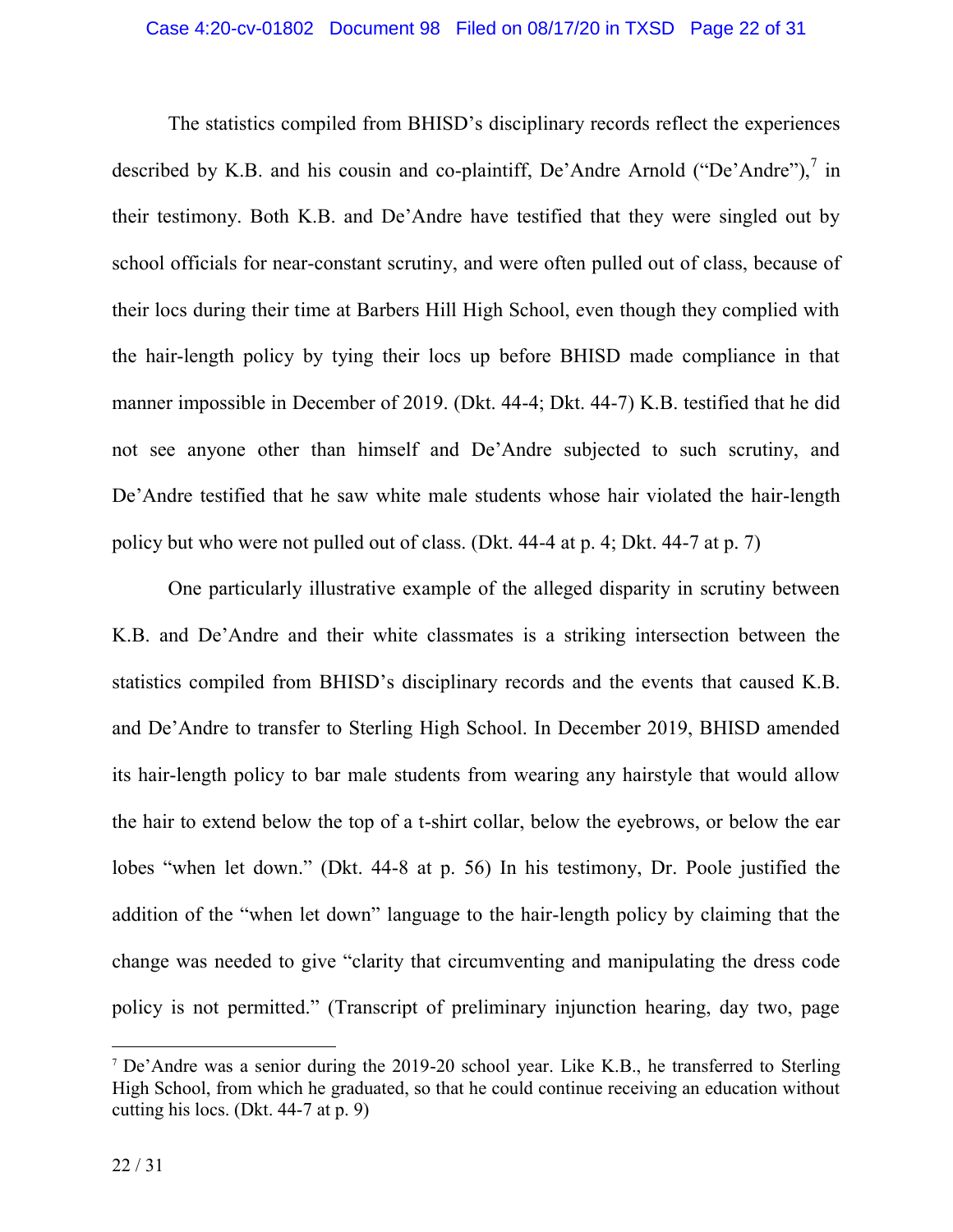The statistics compiled from BHISD's disciplinary records reflect the experiences described by K.B. and his cousin and co-plaintiff, De'Andre Arnold ("De'Andre"),[7] in their testimony. Both K.B. and De'Andre have testified that they were singled out by school officials for near-constant scrutiny, and were often pulled out of class, because of their locs during their time at Barbers Hill High School, even though they complied with the hair-length policy by tying their locs up before BHISD made compliance in that manner impossible in December of 2019. (Dkt. 44-4; Dkt. 44-7) K.B. testified that he did not see anyone other than himself and De'Andre subjected to such scrutiny, and De'Andre testified that he saw white male students whose hair violated the hair-length policy but who were not pulled out of class. (Dkt. 44-4 at p. 4; Dkt. 44-7 at p. 7)

One particularly illustrative example of the alleged disparity in scrutiny between K.B. and De'Andre and their white classmates is a striking intersection between the statistics compiled from BHISD's disciplinary records and the events that caused K.B. and De'Andre to transfer to Sterling High School. In December 2019, BHISD amended its hair-length policy to bar male students from wearing any hairstyle that would allow the hair to extend below the top of a t-shirt collar, below the eyebrows, or below the ear lobes "when let down." (Dkt. 44-8 at p. 56) In his testimony, Dr. Poole justified the addition of the "when let down" language to the hair-length policy by claiming that the change was needed to give "clarity that circumventing and manipulating the dress code policy is not permitted." (Transcript of preliminary injunction hearing, day two, page

---

[7] De'Andre was a senior during the 2019-20 school year. Like K.B., he transferred to Sterling High School, from which he graduated, so that he could continue receiving an education without cutting his locs. (Dkt. 44-7 at p. 9)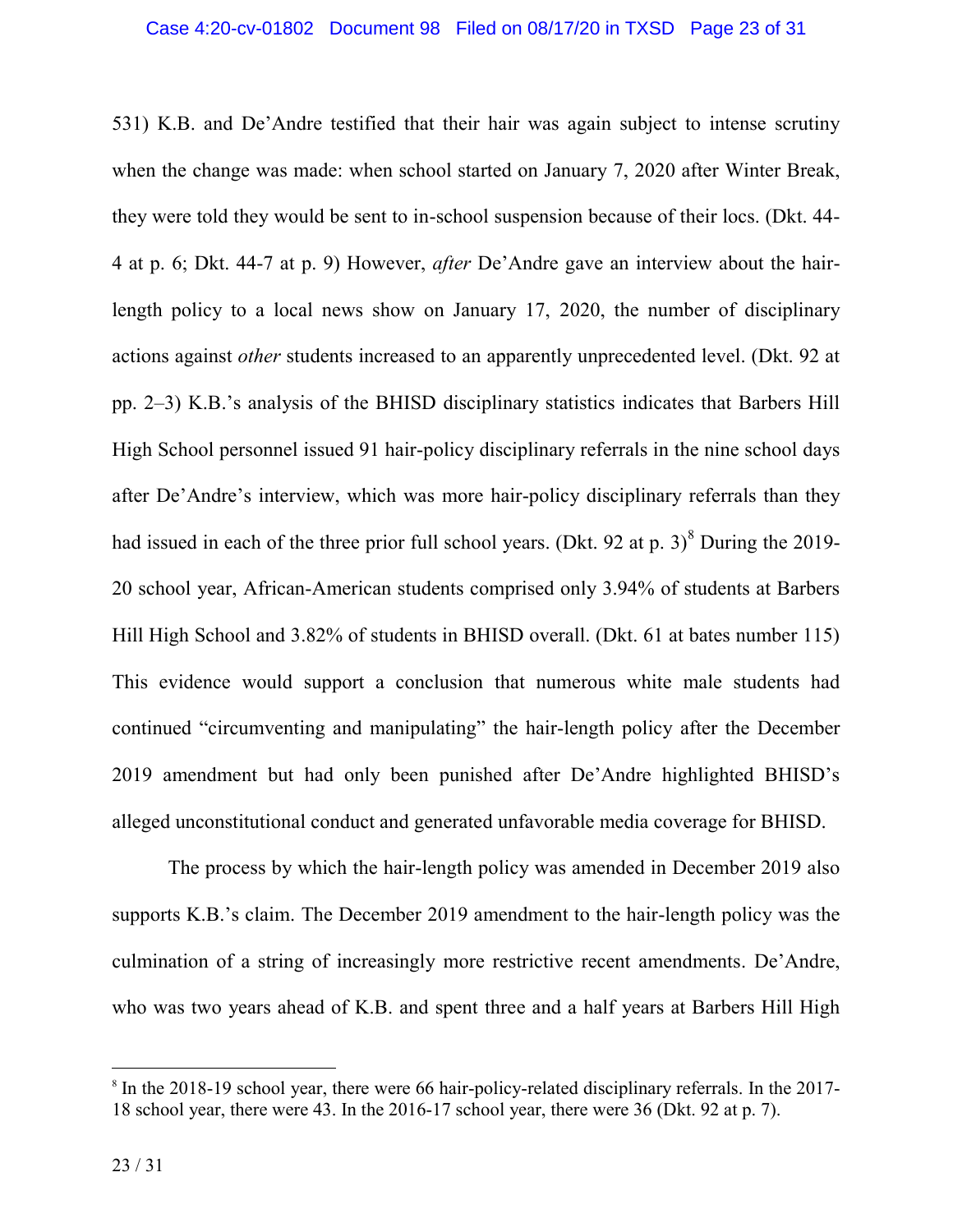531) K.B. and De'Andre testified that their hair was again subject to intense scrutiny when the change was made: when school started on January 7, 2020 after Winter Break, they were told they would be sent to in-school suspension because of their locs. (Dkt. 44-4 at p. 6; Dkt. 44-7 at p. 9) However, *after* De'Andre gave an interview about the hair-length policy to a local news show on January 17, 2020, the number of disciplinary actions against *other* students increased to an apparently unprecedented level. (Dkt. 92 at pp. 2–3) K.B.'s analysis of the BHISD disciplinary statistics indicates that Barbers Hill High School personnel issued 91 hair-policy disciplinary referrals in the nine school days after De'Andre's interview, which was more hair-policy disciplinary referrals than they had issued in each of the three prior full school years. (Dkt. 92 at p. 3)[8] During the 2019-20 school year, African-American students comprised only 3.94% of students at Barbers Hill High School and 3.82% of students in BHISD overall. (Dkt. 61 at bates number 115) This evidence would support a conclusion that numerous white male students had continued "circumventing and manipulating" the hair-length policy after the December 2019 amendment but had only been punished after De'Andre highlighted BHISD's alleged unconstitutional conduct and generated unfavorable media coverage for BHISD.

The process by which the hair-length policy was amended in December 2019 also supports K.B.'s claim. The December 2019 amendment to the hair-length policy was the culmination of a string of increasingly more restrictive recent amendments. De'Andre, who was two years ahead of K.B. and spent three and a half years at Barbers Hill High

[8] In the 2018-19 school year, there were 66 hair-policy-related disciplinary referrals. In the 2017-18 school year, there were 43. In the 2016-17 school year, there were 36 (Dkt. 92 at p. 7).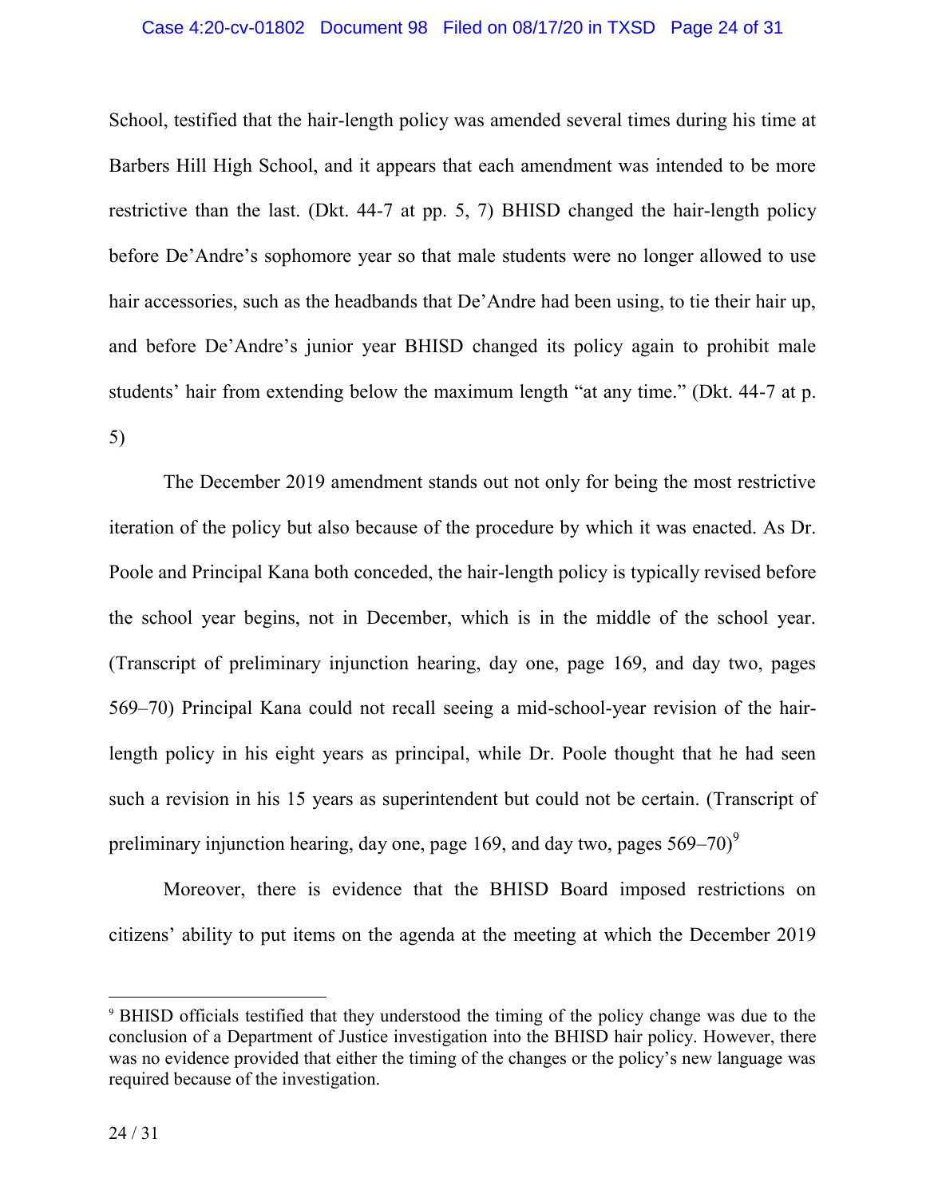School, testified that the hair-length policy was amended several times during his time at Barbers Hill High School, and it appears that each amendment was intended to be more restrictive than the last. (Dkt. 44-7 at pp. 5, 7) BHISD changed the hair-length policy before De'Andre's sophomore year so that male students were no longer allowed to use hair accessories, such as the headbands that De'Andre had been using, to tie their hair up, and before De'Andre's junior year BHISD changed its policy again to prohibit male students' hair from extending below the maximum length "at any time." (Dkt. 44-7 at p. 5)

The December 2019 amendment stands out not only for being the most restrictive iteration of the policy but also because of the procedure by which it was enacted. As Dr. Poole and Principal Kana both conceded, the hair-length policy is typically revised before the school year begins, not in December, which is in the middle of the school year. (Transcript of preliminary injunction hearing, day one, page 169, and day two, pages 569–70) Principal Kana could not recall seeing a mid-school-year revision of the hair-length policy in his eight years as principal, while Dr. Poole thought that he had seen such a revision in his 15 years as superintendent but could not be certain. (Transcript of preliminary injunction hearing, day one, page 169, and day two, pages 569–70)[9]

Moreover, there is evidence that the BHISD Board imposed restrictions on citizens' ability to put items on the agenda at the meeting at which the December 2019

[9] BHISD officials testified that they understood the timing of the policy change was due to the conclusion of a Department of Justice investigation into the BHISD hair policy. However, there was no evidence provided that either the timing of the changes or the policy's new language was required because of the investigation.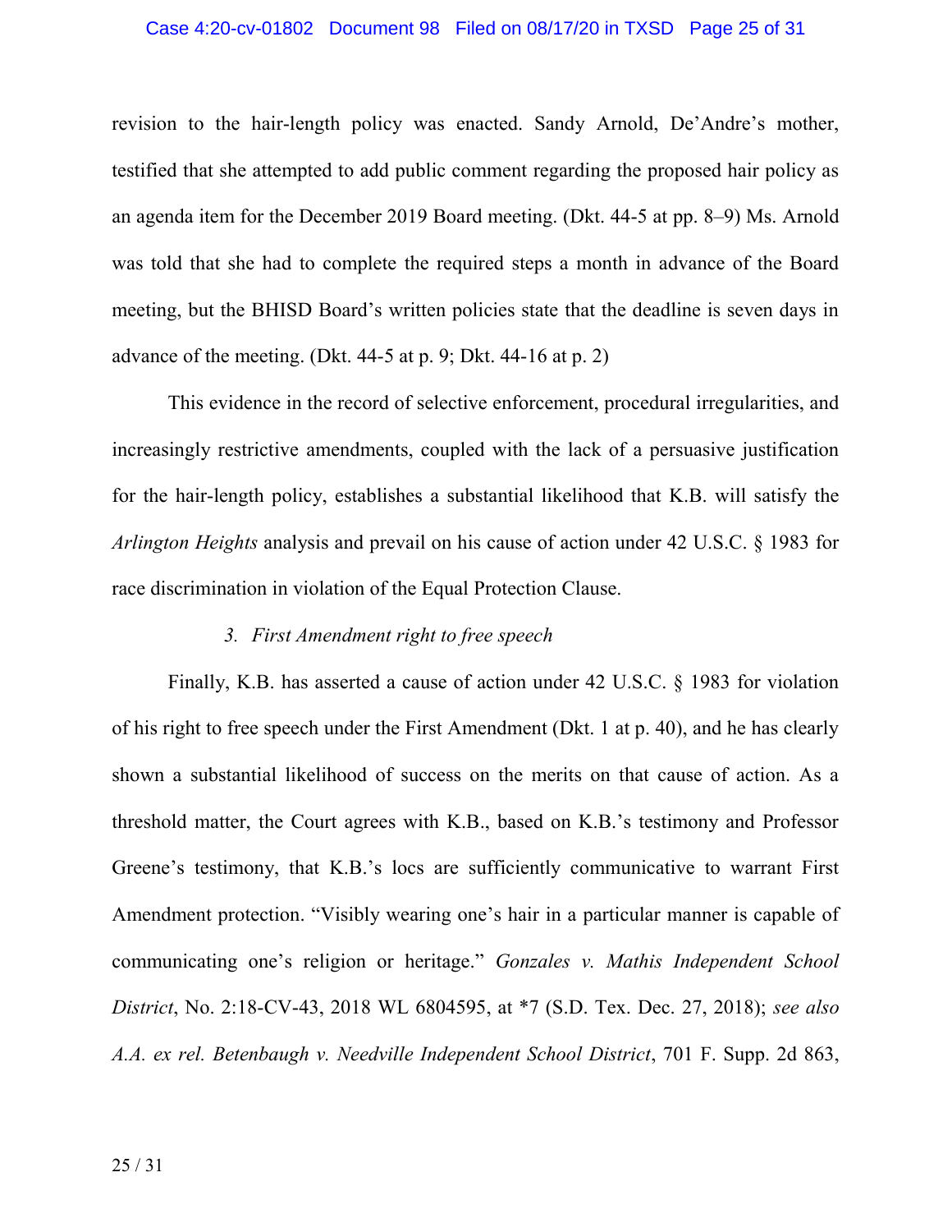revision to the hair-length policy was enacted. Sandy Arnold, De'Andre's mother, testified that she attempted to add public comment regarding the proposed hair policy as an agenda item for the December 2019 Board meeting. (Dkt. 44-5 at pp. 8–9) Ms. Arnold was told that she had to complete the required steps a month in advance of the Board meeting, but the BHISD Board's written policies state that the deadline is seven days in advance of the meeting. (Dkt. 44-5 at p. 9; Dkt. 44-16 at p. 2)

This evidence in the record of selective enforcement, procedural irregularities, and increasingly restrictive amendments, coupled with the lack of a persuasive justification for the hair-length policy, establishes a substantial likelihood that K.B. will satisfy the *Arlington Heights* analysis and prevail on his cause of action under 42 U.S.C. § 1983 for race discrimination in violation of the Equal Protection Clause.

### 3. *First Amendment right to free speech*

Finally, K.B. has asserted a cause of action under 42 U.S.C. § 1983 for violation of his right to free speech under the First Amendment (Dkt. 1 at p. 40), and he has clearly shown a substantial likelihood of success on the merits on that cause of action. As a threshold matter, the Court agrees with K.B., based on K.B.'s testimony and Professor Greene's testimony, that K.B.'s locs are sufficiently communicative to warrant First Amendment protection. "Visibly wearing one's hair in a particular manner is capable of communicating one's religion or heritage." *Gonzales v. Mathis Independent School District*, No. 2:18-CV-43, 2018 WL 6804595, at *7 (S.D. Tex. Dec. 27, 2018); *see also A.A. ex rel. Betenbaugh v. Needville Independent School District*, 701 F. Supp. 2d 863,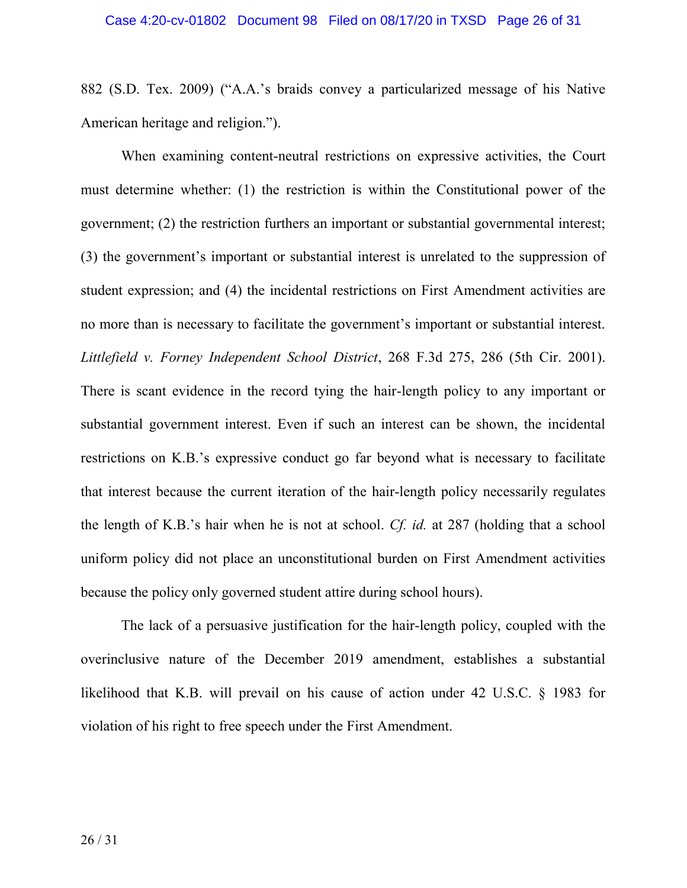882 (S.D. Tex. 2009) ("A.A.'s braids convey a particularized message of his Native American heritage and religion.").

When examining content-neutral restrictions on expressive activities, the Court must determine whether: (1) the restriction is within the Constitutional power of the government; (2) the restriction furthers an important or substantial governmental interest; (3) the government's important or substantial interest is unrelated to the suppression of student expression; and (4) the incidental restrictions on First Amendment activities are no more than is necessary to facilitate the government's important or substantial interest. *Littlefield v. Forney Independent School District*, 268 F.3d 275, 286 (5th Cir. 2001). There is scant evidence in the record tying the hair-length policy to any important or substantial government interest. Even if such an interest can be shown, the incidental restrictions on K.B.'s expressive conduct go far beyond what is necessary to facilitate that interest because the current iteration of the hair-length policy necessarily regulates the length of K.B.'s hair when he is not at school. *Cf. id.* at 287 (holding that a school uniform policy did not place an unconstitutional burden on First Amendment activities because the policy only governed student attire during school hours).

The lack of a persuasive justification for the hair-length policy, coupled with the overinclusive nature of the December 2019 amendment, establishes a substantial likelihood that K.B. will prevail on his cause of action under 42 U.S.C. § 1983 for violation of his right to free speech under the First Amendment.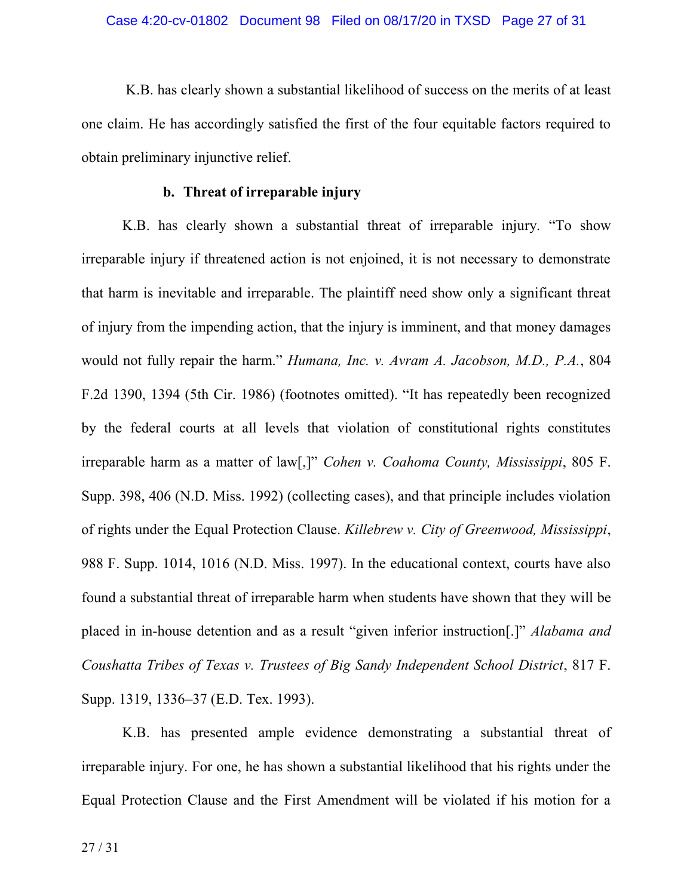K.B. has clearly shown a substantial likelihood of success on the merits of at least one claim. He has accordingly satisfied the first of the four equitable factors required to obtain preliminary injunctive relief.

**b. Threat of irreparable injury**

K.B. has clearly shown a substantial threat of irreparable injury. "To show irreparable injury if threatened action is not enjoined, it is not necessary to demonstrate that harm is inevitable and irreparable. The plaintiff need show only a significant threat of injury from the impending action, that the injury is imminent, and that money damages would not fully repair the harm." *Humana, Inc. v. Avram A. Jacobson, M.D., P.A.*, 804 F.2d 1390, 1394 (5th Cir. 1986) (footnotes omitted). "It has repeatedly been recognized by the federal courts at all levels that violation of constitutional rights constitutes irreparable harm as a matter of law[,]" *Cohen v. Coahoma County, Mississippi*, 805 F. Supp. 398, 406 (N.D. Miss. 1992) (collecting cases), and that principle includes violation of rights under the Equal Protection Clause. *Killebrew v. City of Greenwood, Mississippi*, 988 F. Supp. 1014, 1016 (N.D. Miss. 1997). In the educational context, courts have also found a substantial threat of irreparable harm when students have shown that they will be placed in in-house detention and as a result "given inferior instruction[.]" *Alabama and Coushatta Tribes of Texas v. Trustees of Big Sandy Independent School District*, 817 F. Supp. 1319, 1336–37 (E.D. Tex. 1993).

K.B. has presented ample evidence demonstrating a substantial threat of irreparable injury. For one, he has shown a substantial likelihood that his rights under the Equal Protection Clause and the First Amendment will be violated if his motion for a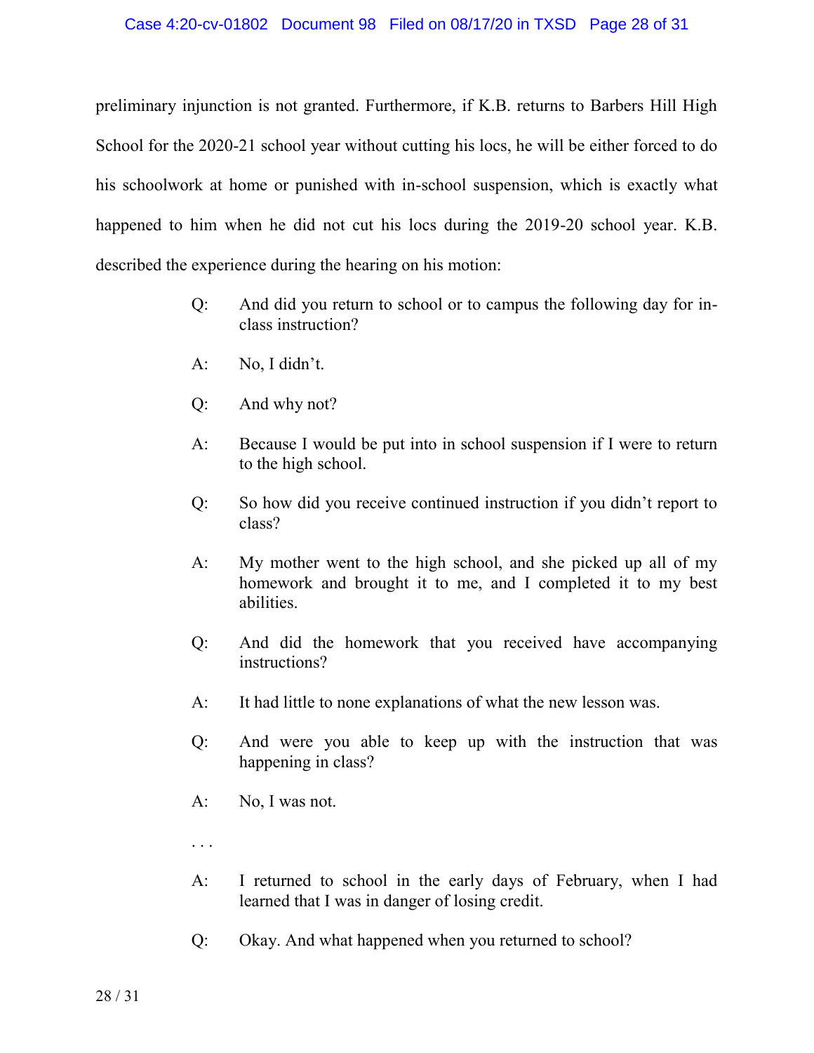preliminary injunction is not granted. Furthermore, if K.B. returns to Barbers Hill High School for the 2020-21 school year without cutting his locs, he will be either forced to do his schoolwork at home or punished with in-school suspension, which is exactly what happened to him when he did not cut his locs during the 2019-20 school year. K.B. described the experience during the hearing on his motion:

> Q: And did you return to school or to campus the following day for in-class instruction?
>
> A: No, I didn't.
>
> Q: And why not?
>
> A: Because I would be put into in school suspension if I were to return to the high school.
>
> Q: So how did you receive continued instruction if you didn't report to class?
>
> A: My mother went to the high school, and she picked up all of my homework and brought it to me, and I completed it to my best abilities.
>
> Q: And did the homework that you received have accompanying instructions?
>
> A: It had little to none explanations of what the new lesson was.
>
> Q: And were you able to keep up with the instruction that was happening in class?
>
> A: No, I was not.
>
> . . .
>
> A: I returned to school in the early days of February, when I had learned that I was in danger of losing credit.
>
> Q: Okay. And what happened when you returned to school?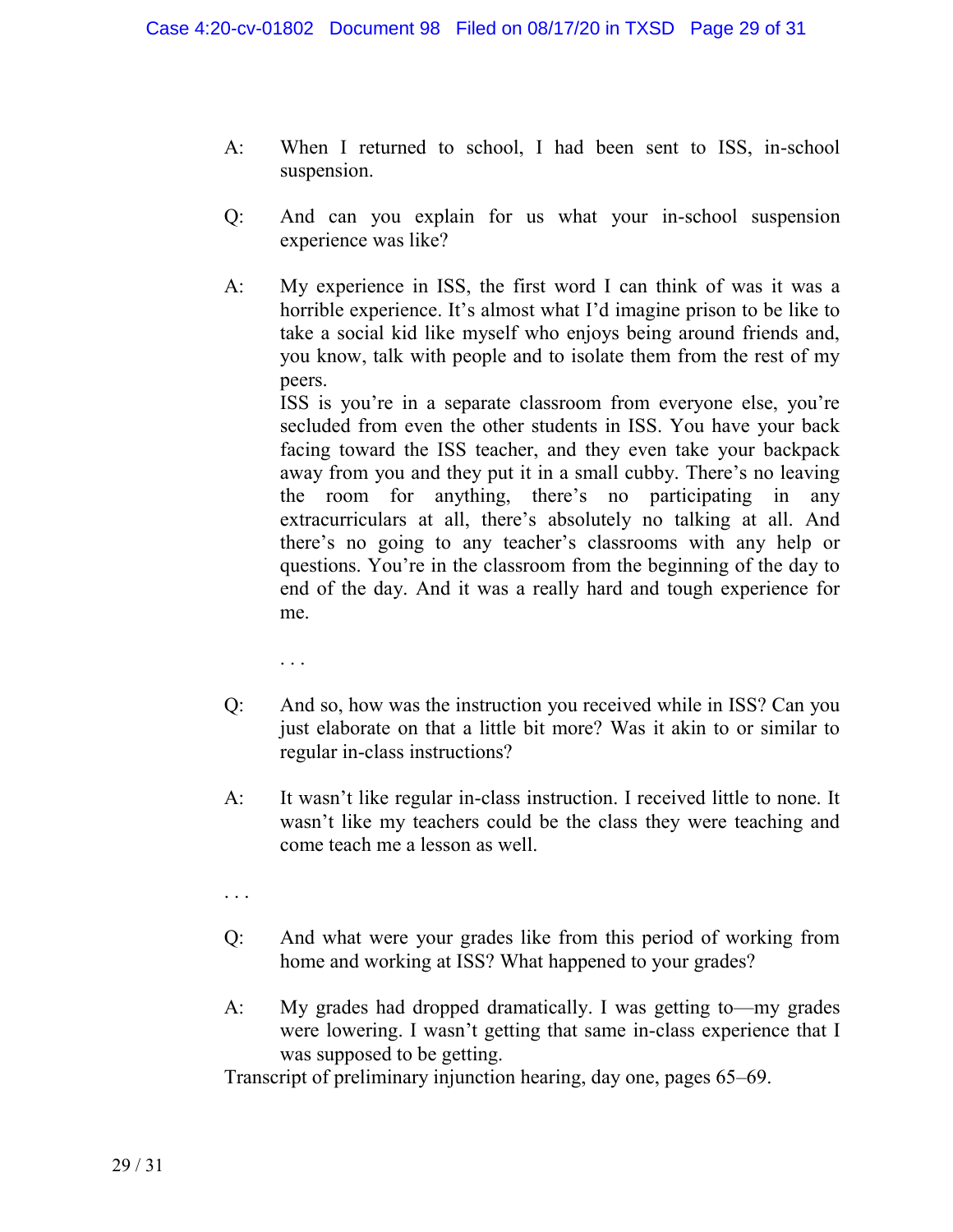A: When I returned to school, I had been sent to ISS, in-school suspension.

Q: And can you explain for us what your in-school suspension experience was like?

A: My experience in ISS, the first word I can think of was it was a horrible experience. It's almost what I'd imagine prison to be like to take a social kid like myself who enjoys being around friends and, you know, talk with people and to isolate them from the rest of my peers.

ISS is you're in a separate classroom from everyone else, you're secluded from even the other students in ISS. You have your back facing toward the ISS teacher, and they even take your backpack away from you and they put it in a small cubby. There's no leaving the room for anything, there's no participating in any extracurriculars at all, there's absolutely no talking at all. And there's no going to any teacher's classrooms with any help or questions. You're in the classroom from the beginning of the day to end of the day. And it was a really hard and tough experience for me.

. . .

Q: And so, how was the instruction you received while in ISS? Can you just elaborate on that a little bit more? Was it akin to or similar to regular in-class instructions?

A: It wasn't like regular in-class instruction. I received little to none. It wasn't like my teachers could be the class they were teaching and come teach me a lesson as well.

. . .

Q: And what were your grades like from this period of working from home and working at ISS? What happened to your grades?

A: My grades had dropped dramatically. I was getting to—my grades were lowering. I wasn't getting that same in-class experience that I was supposed to be getting.

Transcript of preliminary injunction hearing, day one, pages 65–69.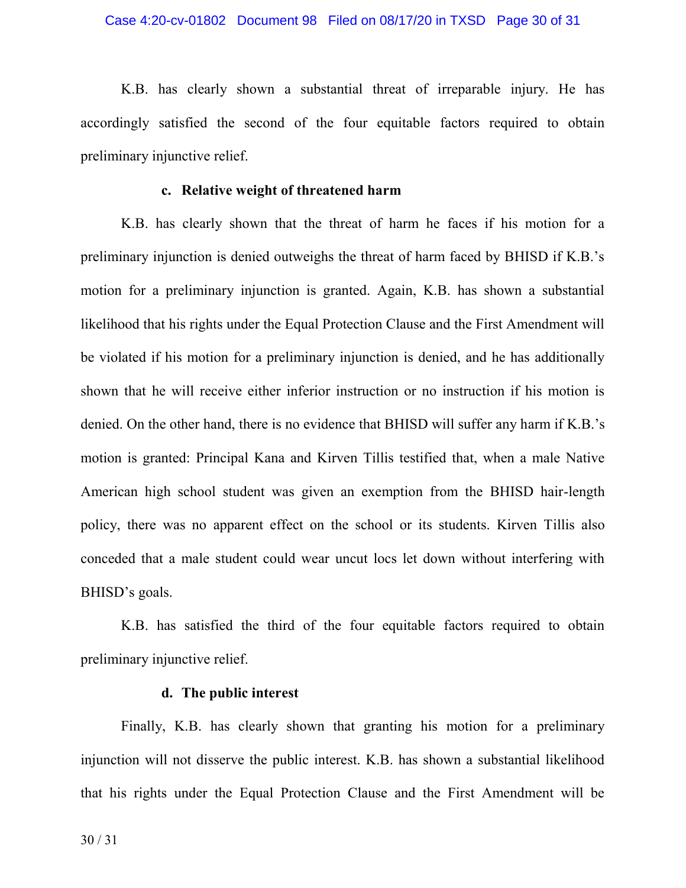K.B. has clearly shown a substantial threat of irreparable injury. He has accordingly satisfied the second of the four equitable factors required to obtain preliminary injunctive relief.

**c. Relative weight of threatened harm**

K.B. has clearly shown that the threat of harm he faces if his motion for a preliminary injunction is denied outweighs the threat of harm faced by BHISD if K.B.'s motion for a preliminary injunction is granted. Again, K.B. has shown a substantial likelihood that his rights under the Equal Protection Clause and the First Amendment will be violated if his motion for a preliminary injunction is denied, and he has additionally shown that he will receive either inferior instruction or no instruction if his motion is denied. On the other hand, there is no evidence that BHISD will suffer any harm if K.B.'s motion is granted: Principal Kana and Kirven Tillis testified that, when a male Native American high school student was given an exemption from the BHISD hair-length policy, there was no apparent effect on the school or its students. Kirven Tillis also conceded that a male student could wear uncut locs let down without interfering with BHISD's goals.

K.B. has satisfied the third of the four equitable factors required to obtain preliminary injunctive relief.

**d. The public interest**

Finally, K.B. has clearly shown that granting his motion for a preliminary injunction will not disserve the public interest. K.B. has shown a substantial likelihood that his rights under the Equal Protection Clause and the First Amendment will be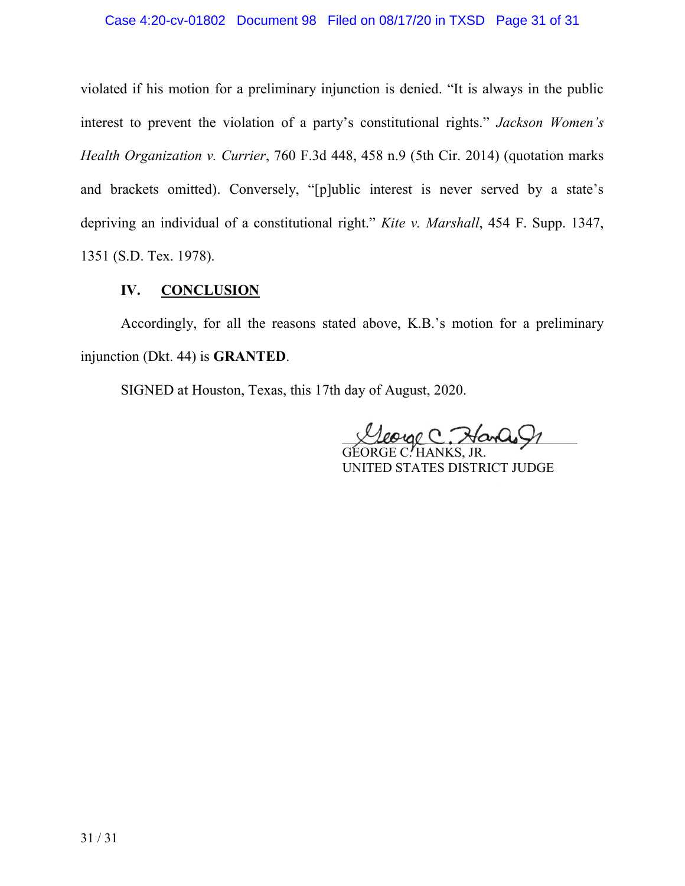violated if his motion for a preliminary injunction is denied. "It is always in the public interest to prevent the violation of a party's constitutional rights." *Jackson Women's Health Organization v. Currier*, 760 F.3d 448, 458 n.9 (5th Cir. 2014) (quotation marks and brackets omitted). Conversely, "[p]ublic interest is never served by a state's depriving an individual of a constitutional right." *Kite v. Marshall*, 454 F. Supp. 1347, 1351 (S.D. Tex. 1978).

## IV. CONCLUSION

Accordingly, for all the reasons stated above, K.B.'s motion for a preliminary injunction (Dkt. 44) is **GRANTED**.

SIGNED at Houston, Texas, this 17th day of August, 2020.

GEORGE C. HANKS, JR.
UNITED STATES DISTRICT JUDGE